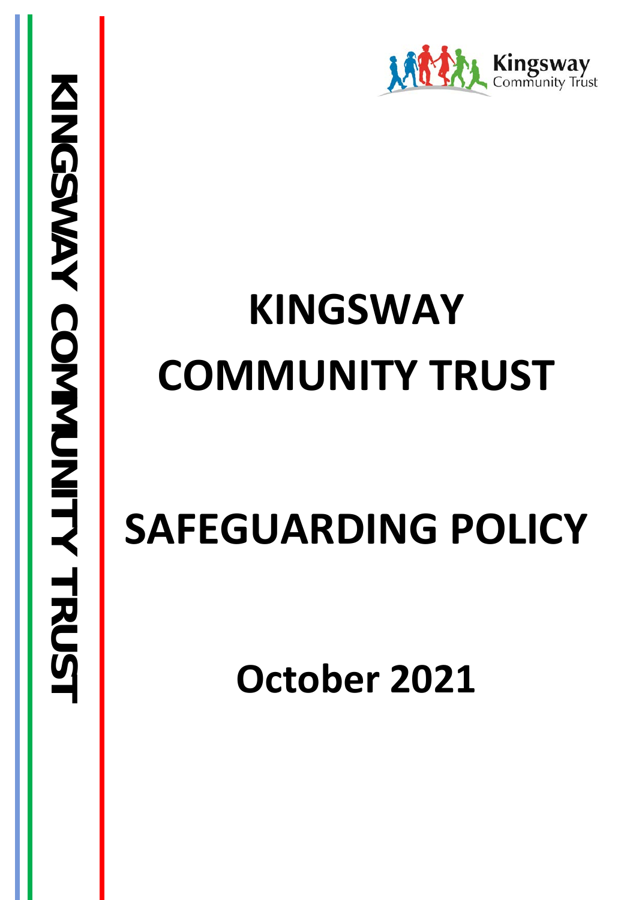Kingsway Community Trust

# KINGSWAY COMMUNITY TRUST

# SAFEGUARDING POLICY

## October 2021

KINGSWAY COMMUNITY TRUST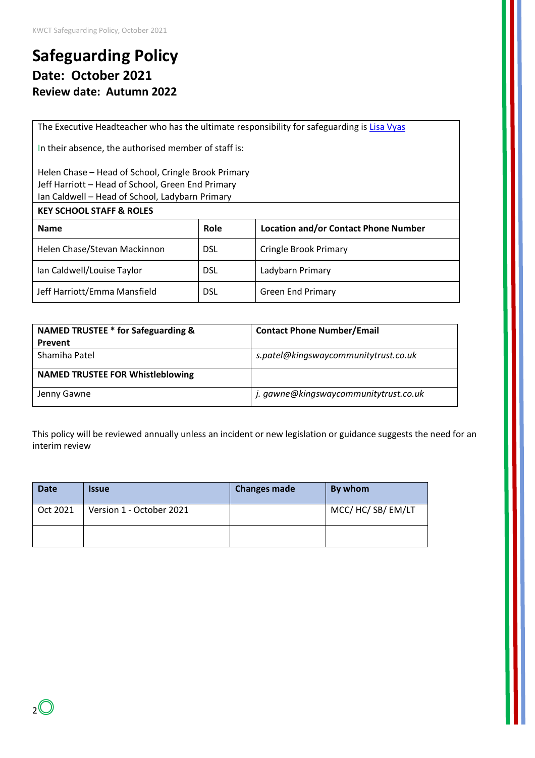# Safeguarding Policy

## Date: October 2021

### Review date: Autumn 2022

The Executive Headteacher who has the ultimate responsibility for safeguarding is Lisa Vyas

In their absence, the authorised member of staff is:

Helen Chase – Head of School, Cringle Brook Primary
Jeff Harriott – Head of School, Green End Primary
Ian Caldwell – Head of School, Ladybarn Primary

**KEY SCHOOL STAFF & ROLES**

| Name | Role | Location and/or Contact Phone Number |
|---|---|---|
| Helen Chase/Stevan Mackinnon | DSL | Cringle Brook Primary |
| Ian Caldwell/Louise Taylor | DSL | Ladybarn Primary |
| Jeff Harriott/Emma Mansfield | DSL | Green End Primary |

| NAMED TRUSTEE * for Safeguarding & Prevent | Contact Phone Number/Email |
|---|---|
| Shamiha Patel | *s.patel@kingswaycommunitytrust.co.uk* |
| **NAMED TRUSTEE FOR Whistleblowing** | |
| Jenny Gawne | *j. gawne@kingswaycommunitytrust.co.uk* |

This policy will be reviewed annually unless an incident or new legislation or guidance suggests the need for an interim review

| Date | Issue | Changes made | By whom |
|---|---|---|---|
| Oct 2021 | Version 1 - October 2021 | | MCC/ HC/ SB/ EM/LT |
| | | | |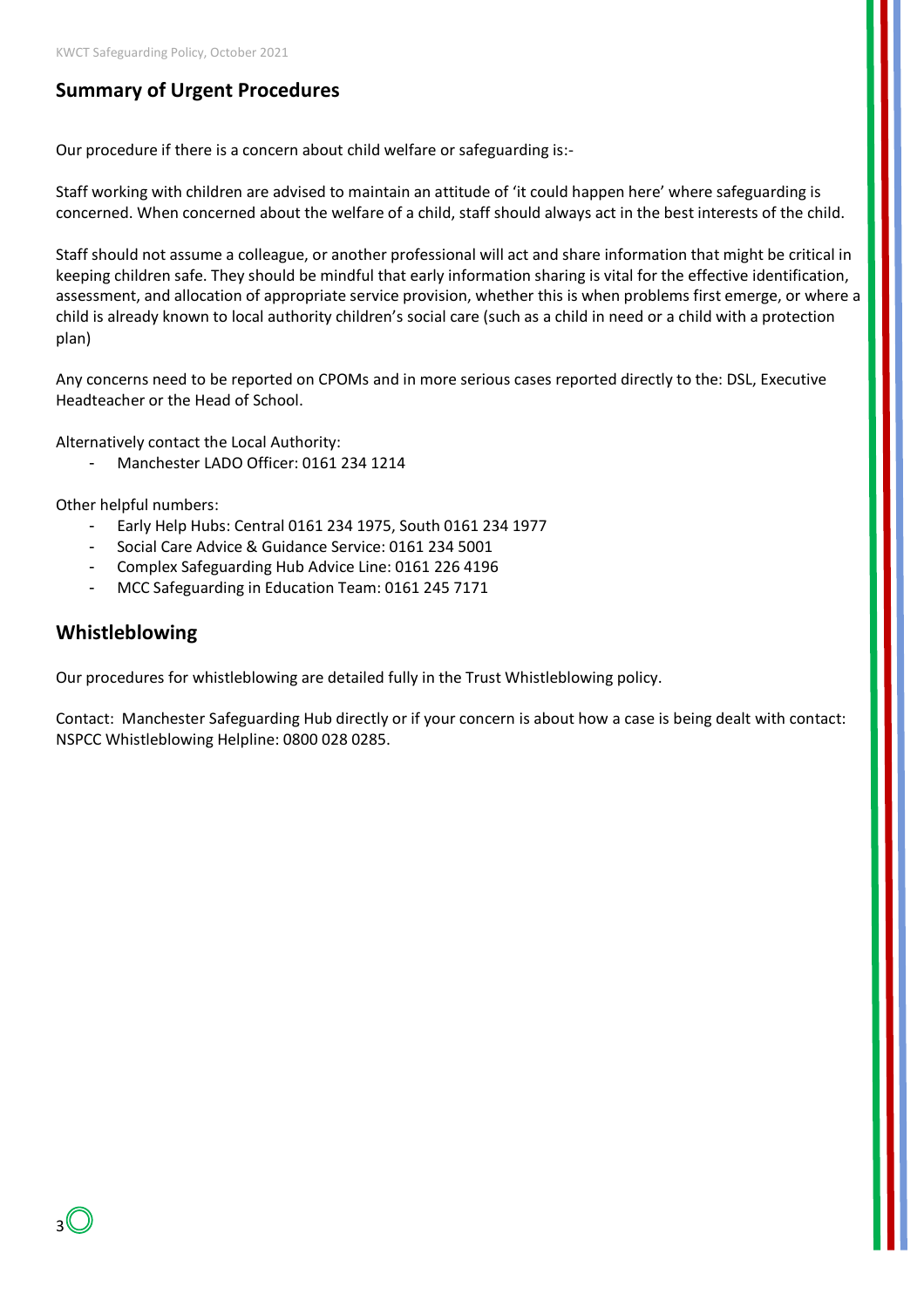## Summary of Urgent Procedures

Our procedure if there is a concern about child welfare or safeguarding is:-

Staff working with children are advised to maintain an attitude of 'it could happen here' where safeguarding is concerned. When concerned about the welfare of a child, staff should always act in the best interests of the child.

Staff should not assume a colleague, or another professional will act and share information that might be critical in keeping children safe. They should be mindful that early information sharing is vital for the effective identification, assessment, and allocation of appropriate service provision, whether this is when problems first emerge, or where a child is already known to local authority children's social care (such as a child in need or a child with a protection plan)

Any concerns need to be reported on CPOMs and in more serious cases reported directly to the: DSL, Executive Headteacher or the Head of School.

Alternatively contact the Local Authority:

- Manchester LADO Officer: 0161 234 1214

Other helpful numbers:

- Early Help Hubs: Central 0161 234 1975, South 0161 234 1977
- Social Care Advice & Guidance Service: 0161 234 5001
- Complex Safeguarding Hub Advice Line: 0161 226 4196
- MCC Safeguarding in Education Team: 0161 245 7171

## Whistleblowing

Our procedures for whistleblowing are detailed fully in the Trust Whistleblowing policy.

Contact: Manchester Safeguarding Hub directly or if your concern is about how a case is being dealt with contact: NSPCC Whistleblowing Helpline: 0800 028 0285.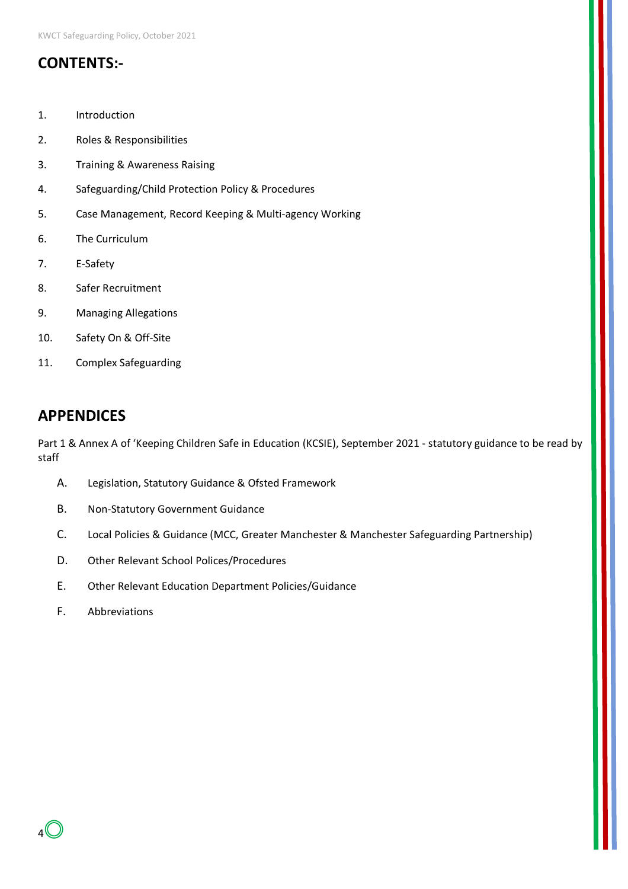## CONTENTS:-

1. Introduction
2. Roles & Responsibilities
3. Training & Awareness Raising
4. Safeguarding/Child Protection Policy & Procedures
5. Case Management, Record Keeping & Multi-agency Working
6. The Curriculum
7. E-Safety
8. Safer Recruitment
9. Managing Allegations
10. Safety On & Off-Site
11. Complex Safeguarding

## APPENDICES

Part 1 & Annex A of 'Keeping Children Safe in Education (KCSIE), September 2021 - statutory guidance to be read by staff

A. Legislation, Statutory Guidance & Ofsted Framework

B. Non-Statutory Government Guidance

C. Local Policies & Guidance (MCC, Greater Manchester & Manchester Safeguarding Partnership)

D. Other Relevant School Polices/Procedures

E. Other Relevant Education Department Policies/Guidance

F. Abbreviations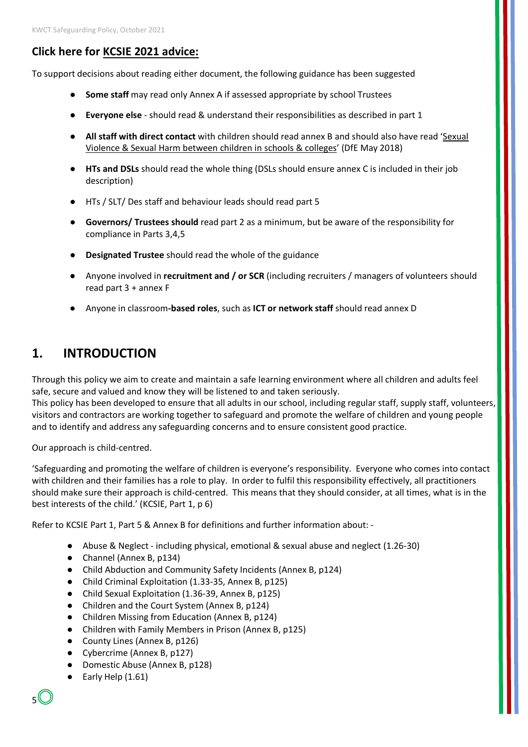## Click here for KCSIE 2021 advice:

To support decisions about reading either document, the following guidance has been suggested

- **Some staff** may read only Annex A if assessed appropriate by school Trustees
- **Everyone else** - should read & understand their responsibilities as described in part 1
- **All staff with direct contact** with children should read annex B and should also have read 'Sexual Violence & Sexual Harm between children in schools & colleges' (DfE May 2018)
- **HTs and DSLs** should read the whole thing (DSLs should ensure annex C is included in their job description)
- HTs / SLT/ Des staff and behaviour leads should read part 5
- **Governors/ Trustees should** read part 2 as a minimum, but be aware of the responsibility for compliance in Parts 3,4,5
- **Designated Trustee** should read the whole of the guidance
- Anyone involved in **recruitment and / or SCR** (including recruiters / managers of volunteers should read part 3 + annex F
- Anyone in classroom**-based roles**, such as **ICT or network staff** should read annex D

# 1. INTRODUCTION

Through this policy we aim to create and maintain a safe learning environment where all children and adults feel safe, secure and valued and know they will be listened to and taken seriously.
This policy has been developed to ensure that all adults in our school, including regular staff, supply staff, volunteers, visitors and contractors are working together to safeguard and promote the welfare of children and young people and to identify and address any safeguarding concerns and to ensure consistent good practice.

Our approach is child-centred.

'Safeguarding and promoting the welfare of children is everyone's responsibility. Everyone who comes into contact with children and their families has a role to play. In order to fulfil this responsibility effectively, all practitioners should make sure their approach is child-centred. This means that they should consider, at all times, what is in the best interests of the child.' (KCSIE, Part 1, p 6)

Refer to KCSIE Part 1, Part 5 & Annex B for definitions and further information about: -

- Abuse & Neglect - including physical, emotional & sexual abuse and neglect (1.26-30)
- Channel (Annex B, p134)
- Child Abduction and Community Safety Incidents (Annex B, p124)
- Child Criminal Exploitation (1.33-35, Annex B, p125)
- Child Sexual Exploitation (1.36-39, Annex B, p125)
- Children and the Court System (Annex B, p124)
- Children Missing from Education (Annex B, p124)
- Children with Family Members in Prison (Annex B, p125)
- County Lines (Annex B, p126)
- Cybercrime (Annex B, p127)
- Domestic Abuse (Annex B, p128)
- Early Help (1.61)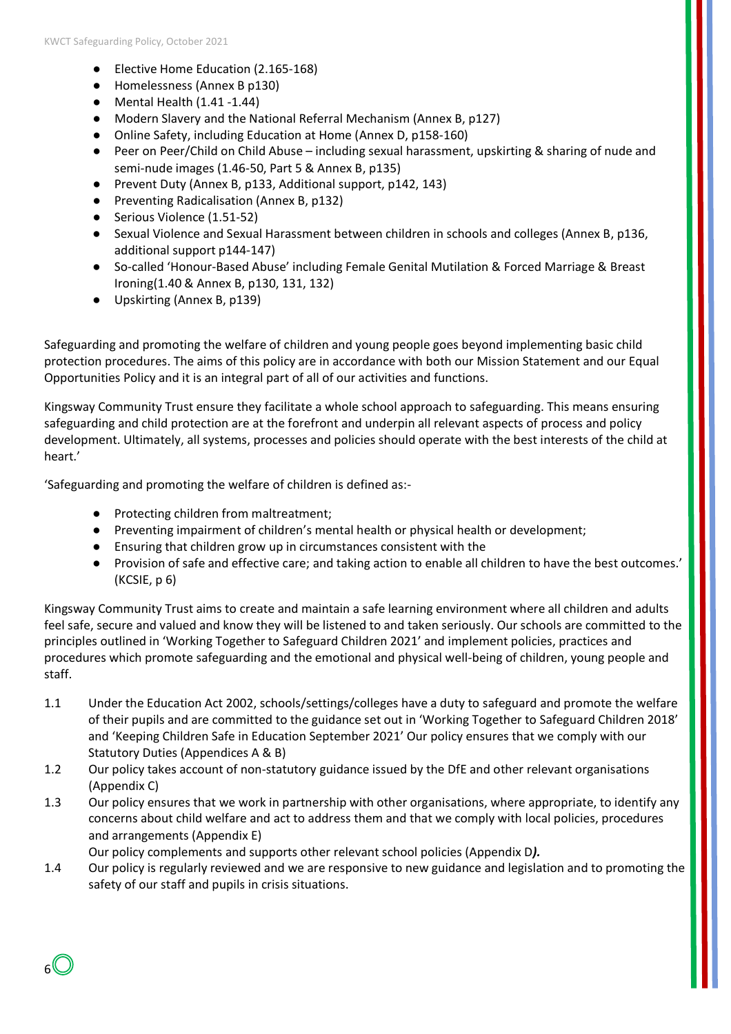- Elective Home Education (2.165-168)
- Homelessness (Annex B p130)
- Mental Health (1.41 -1.44)
- Modern Slavery and the National Referral Mechanism (Annex B, p127)
- Online Safety, including Education at Home (Annex D, p158-160)
- Peer on Peer/Child on Child Abuse – including sexual harassment, upskirting & sharing of nude and semi-nude images (1.46-50, Part 5 & Annex B, p135)
- Prevent Duty (Annex B, p133, Additional support, p142, 143)
- Preventing Radicalisation (Annex B, p132)
- Serious Violence (1.51-52)
- Sexual Violence and Sexual Harassment between children in schools and colleges (Annex B, p136, additional support p144-147)
- So-called 'Honour-Based Abuse' including Female Genital Mutilation & Forced Marriage & Breast Ironing(1.40 & Annex B, p130, 131, 132)
- Upskirting (Annex B, p139)

Safeguarding and promoting the welfare of children and young people goes beyond implementing basic child protection procedures. The aims of this policy are in accordance with both our Mission Statement and our Equal Opportunities Policy and it is an integral part of all of our activities and functions.

Kingsway Community Trust ensure they facilitate a whole school approach to safeguarding. This means ensuring safeguarding and child protection are at the forefront and underpin all relevant aspects of process and policy development. Ultimately, all systems, processes and policies should operate with the best interests of the child at heart.'

'Safeguarding and promoting the welfare of children is defined as:-

- Protecting children from maltreatment;
- Preventing impairment of children's mental health or physical health or development;
- Ensuring that children grow up in circumstances consistent with the
- Provision of safe and effective care; and taking action to enable all children to have the best outcomes.' (KCSIE, p 6)

Kingsway Community Trust aims to create and maintain a safe learning environment where all children and adults feel safe, secure and valued and know they will be listened to and taken seriously. Our schools are committed to the principles outlined in 'Working Together to Safeguard Children 2021' and implement policies, practices and procedures which promote safeguarding and the emotional and physical well-being of children, young people and staff.

1.1 Under the Education Act 2002, schools/settings/colleges have a duty to safeguard and promote the welfare of their pupils and are committed to the guidance set out in 'Working Together to Safeguard Children 2018' and 'Keeping Children Safe in Education September 2021' Our policy ensures that we comply with our Statutory Duties (Appendices A & B)

1.2 Our policy takes account of non-statutory guidance issued by the DfE and other relevant organisations (Appendix C)

1.3 Our policy ensures that we work in partnership with other organisations, where appropriate, to identify any concerns about child welfare and act to address them and that we comply with local policies, procedures and arrangements (Appendix E)
Our policy complements and supports other relevant school policies (Appendix D***).***

1.4 Our policy is regularly reviewed and we are responsive to new guidance and legislation and to promoting the safety of our staff and pupils in crisis situations.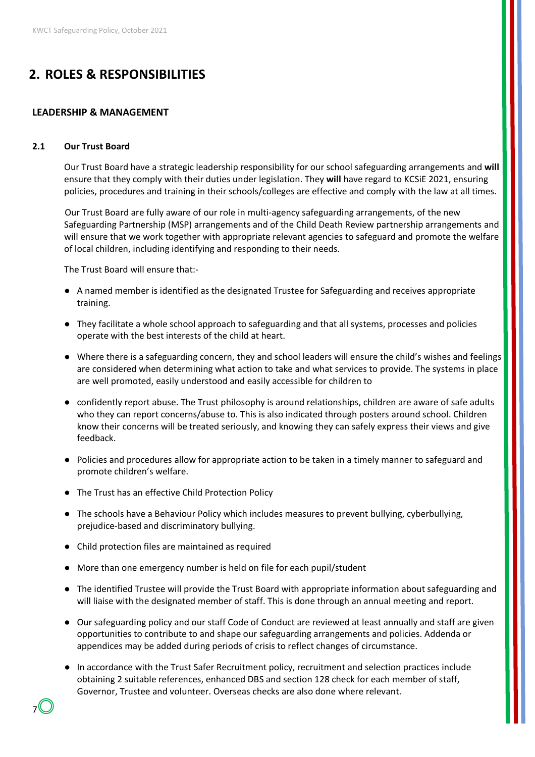## 2. ROLES & RESPONSIBILITIES

### LEADERSHIP & MANAGEMENT

#### 2.1 Our Trust Board

Our Trust Board have a strategic leadership responsibility for our school safeguarding arrangements and **will** ensure that they comply with their duties under legislation. They **will** have regard to KCSiE 2021, ensuring policies, procedures and training in their schools/colleges are effective and comply with the law at all times.

Our Trust Board are fully aware of our role in multi-agency safeguarding arrangements, of the new Safeguarding Partnership (MSP) arrangements and of the Child Death Review partnership arrangements and will ensure that we work together with appropriate relevant agencies to safeguard and promote the welfare of local children, including identifying and responding to their needs.

The Trust Board will ensure that:-

- A named member is identified as the designated Trustee for Safeguarding and receives appropriate training.
- They facilitate a whole school approach to safeguarding and that all systems, processes and policies operate with the best interests of the child at heart.
- Where there is a safeguarding concern, they and school leaders will ensure the child's wishes and feelings are considered when determining what action to take and what services to provide. The systems in place are well promoted, easily understood and easily accessible for children to
- confidently report abuse. The Trust philosophy is around relationships, children are aware of safe adults who they can report concerns/abuse to. This is also indicated through posters around school. Children know their concerns will be treated seriously, and knowing they can safely express their views and give feedback.
- Policies and procedures allow for appropriate action to be taken in a timely manner to safeguard and promote children's welfare.
- The Trust has an effective Child Protection Policy
- The schools have a Behaviour Policy which includes measures to prevent bullying, cyberbullying, prejudice-based and discriminatory bullying.
- Child protection files are maintained as required
- More than one emergency number is held on file for each pupil/student
- The identified Trustee will provide the Trust Board with appropriate information about safeguarding and will liaise with the designated member of staff. This is done through an annual meeting and report.
- Our safeguarding policy and our staff Code of Conduct are reviewed at least annually and staff are given opportunities to contribute to and shape our safeguarding arrangements and policies. Addenda or appendices may be added during periods of crisis to reflect changes of circumstance.
- In accordance with the Trust Safer Recruitment policy, recruitment and selection practices include obtaining 2 suitable references, enhanced DBS and section 128 check for each member of staff, Governor, Trustee and volunteer. Overseas checks are also done where relevant.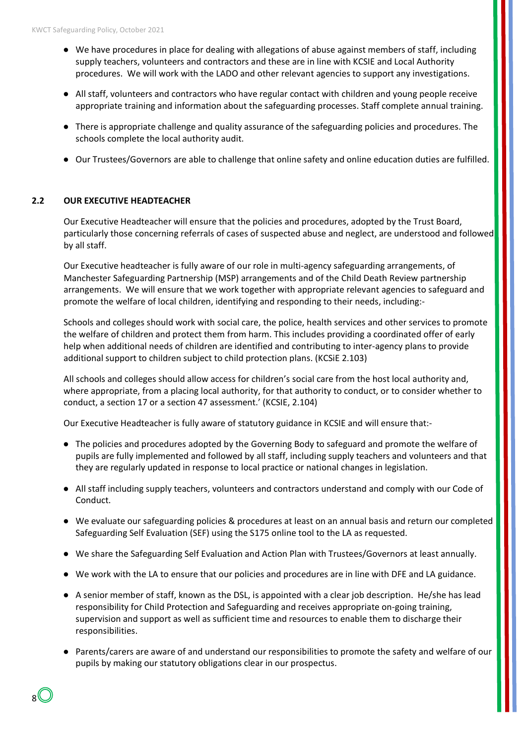- We have procedures in place for dealing with allegations of abuse against members of staff, including supply teachers, volunteers and contractors and these are in line with KCSIE and Local Authority procedures. We will work with the LADO and other relevant agencies to support any investigations.
- All staff, volunteers and contractors who have regular contact with children and young people receive appropriate training and information about the safeguarding processes. Staff complete annual training.
- There is appropriate challenge and quality assurance of the safeguarding policies and procedures. The schools complete the local authority audit.
- Our Trustees/Governors are able to challenge that online safety and online education duties are fulfilled.

### 2.2 OUR EXECUTIVE HEADTEACHER

Our Executive Headteacher will ensure that the policies and procedures, adopted by the Trust Board, particularly those concerning referrals of cases of suspected abuse and neglect, are understood and followed by all staff.

Our Executive headteacher is fully aware of our role in multi-agency safeguarding arrangements, of Manchester Safeguarding Partnership (MSP) arrangements and of the Child Death Review partnership arrangements. We will ensure that we work together with appropriate relevant agencies to safeguard and promote the welfare of local children, identifying and responding to their needs, including:-

Schools and colleges should work with social care, the police, health services and other services to promote the welfare of children and protect them from harm. This includes providing a coordinated offer of early help when additional needs of children are identified and contributing to inter-agency plans to provide additional support to children subject to child protection plans. (KCSiE 2.103)

All schools and colleges should allow access for children's social care from the host local authority and, where appropriate, from a placing local authority, for that authority to conduct, or to consider whether to conduct, a section 17 or a section 47 assessment.' (KCSIE, 2.104)

Our Executive Headteacher is fully aware of statutory guidance in KCSIE and will ensure that:-

- The policies and procedures adopted by the Governing Body to safeguard and promote the welfare of pupils are fully implemented and followed by all staff, including supply teachers and volunteers and that they are regularly updated in response to local practice or national changes in legislation.
- All staff including supply teachers, volunteers and contractors understand and comply with our Code of Conduct.
- We evaluate our safeguarding policies & procedures at least on an annual basis and return our completed Safeguarding Self Evaluation (SEF) using the S175 online tool to the LA as requested.
- We share the Safeguarding Self Evaluation and Action Plan with Trustees/Governors at least annually.
- We work with the LA to ensure that our policies and procedures are in line with DFE and LA guidance.
- A senior member of staff, known as the DSL, is appointed with a clear job description. He/she has lead responsibility for Child Protection and Safeguarding and receives appropriate on-going training, supervision and support as well as sufficient time and resources to enable them to discharge their responsibilities.
- Parents/carers are aware of and understand our responsibilities to promote the safety and welfare of our pupils by making our statutory obligations clear in our prospectus.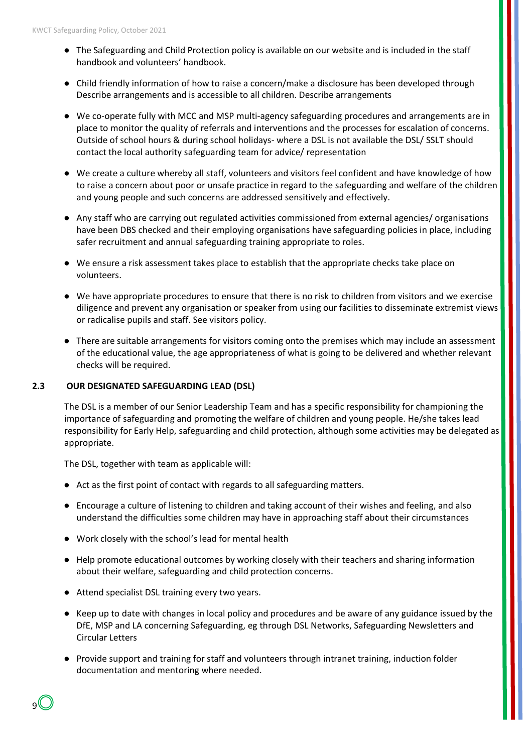- The Safeguarding and Child Protection policy is available on our website and is included in the staff handbook and volunteers' handbook.
- Child friendly information of how to raise a concern/make a disclosure has been developed through Describe arrangements and is accessible to all children. Describe arrangements
- We co-operate fully with MCC and MSP multi-agency safeguarding procedures and arrangements are in place to monitor the quality of referrals and interventions and the processes for escalation of concerns. Outside of school hours & during school holidays- where a DSL is not available the DSL/ SSLT should contact the local authority safeguarding team for advice/ representation
- We create a culture whereby all staff, volunteers and visitors feel confident and have knowledge of how to raise a concern about poor or unsafe practice in regard to the safeguarding and welfare of the children and young people and such concerns are addressed sensitively and effectively.
- Any staff who are carrying out regulated activities commissioned from external agencies/ organisations have been DBS checked and their employing organisations have safeguarding policies in place, including safer recruitment and annual safeguarding training appropriate to roles.
- We ensure a risk assessment takes place to establish that the appropriate checks take place on volunteers.
- We have appropriate procedures to ensure that there is no risk to children from visitors and we exercise diligence and prevent any organisation or speaker from using our facilities to disseminate extremist views or radicalise pupils and staff. See visitors policy.
- There are suitable arrangements for visitors coming onto the premises which may include an assessment of the educational value, the age appropriateness of what is going to be delivered and whether relevant checks will be required.

### 2.3 OUR DESIGNATED SAFEGUARDING LEAD (DSL)

The DSL is a member of our Senior Leadership Team and has a specific responsibility for championing the importance of safeguarding and promoting the welfare of children and young people. He/she takes lead responsibility for Early Help, safeguarding and child protection, although some activities may be delegated as appropriate.

The DSL, together with team as applicable will:

- Act as the first point of contact with regards to all safeguarding matters.
- Encourage a culture of listening to children and taking account of their wishes and feeling, and also understand the difficulties some children may have in approaching staff about their circumstances
- Work closely with the school's lead for mental health
- Help promote educational outcomes by working closely with their teachers and sharing information about their welfare, safeguarding and child protection concerns.
- Attend specialist DSL training every two years.
- Keep up to date with changes in local policy and procedures and be aware of any guidance issued by the DfE, MSP and LA concerning Safeguarding, eg through DSL Networks, Safeguarding Newsletters and Circular Letters
- Provide support and training for staff and volunteers through intranet training, induction folder documentation and mentoring where needed.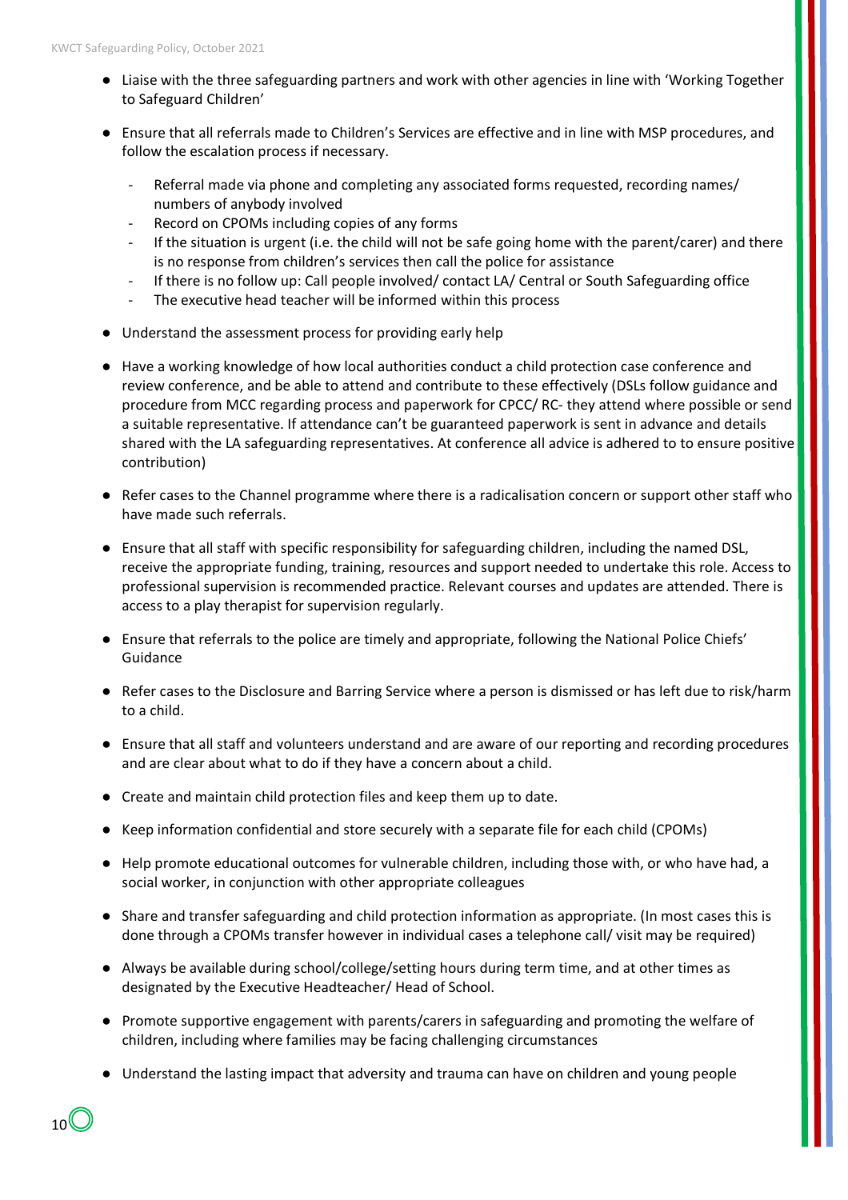- Liaise with the three safeguarding partners and work with other agencies in line with 'Working Together to Safeguard Children'

- Ensure that all referrals made to Children's Services are effective and in line with MSP procedures, and follow the escalation process if necessary.
    - Referral made via phone and completing any associated forms requested, recording names/ numbers of anybody involved
    - Record on CPOMs including copies of any forms
    - If the situation is urgent (i.e. the child will not be safe going home with the parent/carer) and there is no response from children's services then call the police for assistance
    - If there is no follow up: Call people involved/ contact LA/ Central or South Safeguarding office
    - The executive head teacher will be informed within this process

- Understand the assessment process for providing early help

- Have a working knowledge of how local authorities conduct a child protection case conference and review conference, and be able to attend and contribute to these effectively (DSLs follow guidance and procedure from MCC regarding process and paperwork for CPCC/ RC- they attend where possible or send a suitable representative. If attendance can't be guaranteed paperwork is sent in advance and details shared with the LA safeguarding representatives. At conference all advice is adhered to to ensure positive contribution)

- Refer cases to the Channel programme where there is a radicalisation concern or support other staff who have made such referrals.

- Ensure that all staff with specific responsibility for safeguarding children, including the named DSL, receive the appropriate funding, training, resources and support needed to undertake this role. Access to professional supervision is recommended practice. Relevant courses and updates are attended. There is access to a play therapist for supervision regularly.

- Ensure that referrals to the police are timely and appropriate, following the National Police Chiefs' Guidance

- Refer cases to the Disclosure and Barring Service where a person is dismissed or has left due to risk/harm to a child.

- Ensure that all staff and volunteers understand and are aware of our reporting and recording procedures and are clear about what to do if they have a concern about a child.

- Create and maintain child protection files and keep them up to date.

- Keep information confidential and store securely with a separate file for each child (CPOMs)

- Help promote educational outcomes for vulnerable children, including those with, or who have had, a social worker, in conjunction with other appropriate colleagues

- Share and transfer safeguarding and child protection information as appropriate. (In most cases this is done through a CPOMs transfer however in individual cases a telephone call/ visit may be required)

- Always be available during school/college/setting hours during term time, and at other times as designated by the Executive Headteacher/ Head of School.

- Promote supportive engagement with parents/carers in safeguarding and promoting the welfare of children, including where families may be facing challenging circumstances

- Understand the lasting impact that adversity and trauma can have on children and young people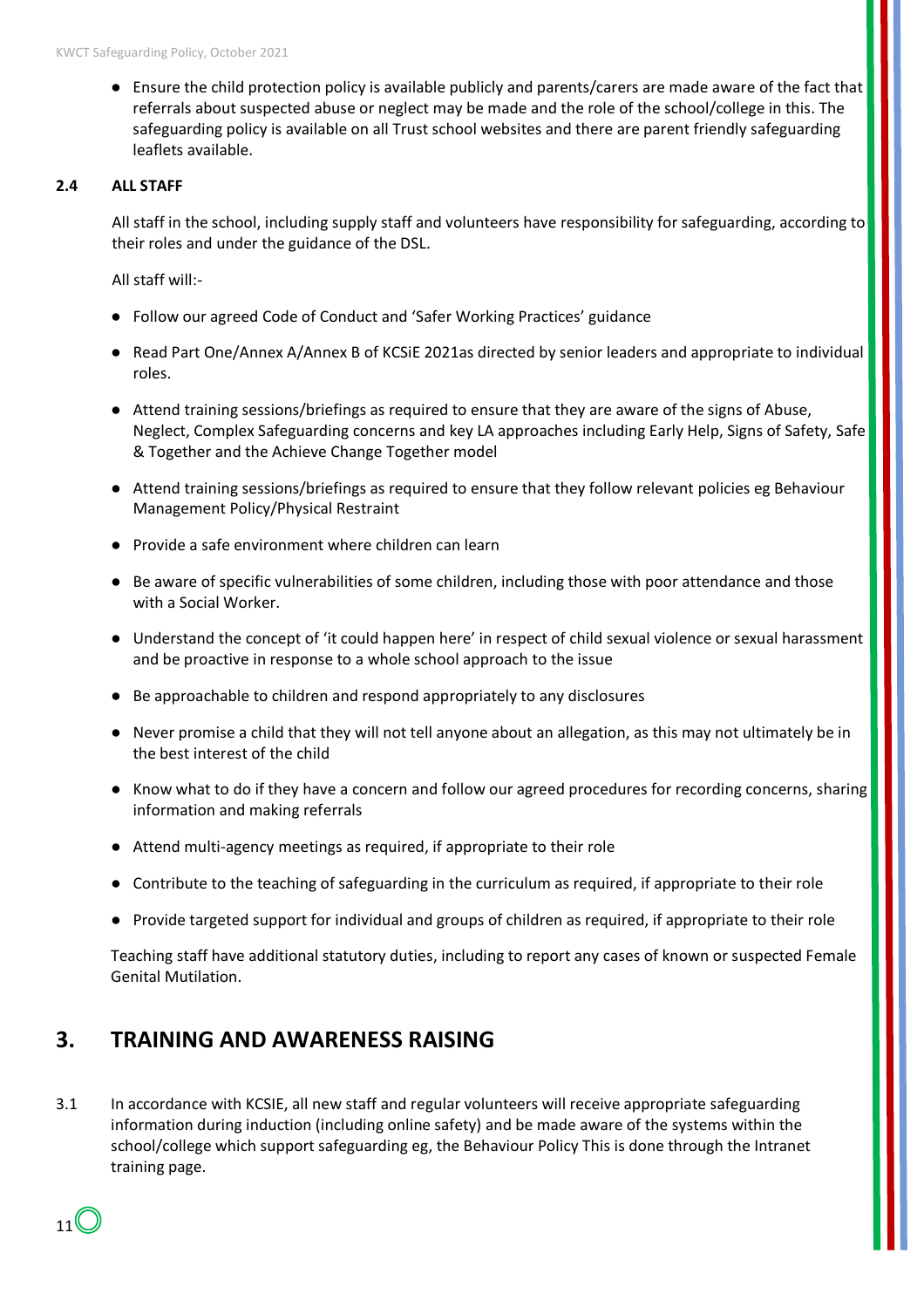- Ensure the child protection policy is available publicly and parents/carers are made aware of the fact that referrals about suspected abuse or neglect may be made and the role of the school/college in this. The safeguarding policy is available on all Trust school websites and there are parent friendly safeguarding leaflets available.

### 2.4 ALL STAFF

All staff in the school, including supply staff and volunteers have responsibility for safeguarding, according to their roles and under the guidance of the DSL.

All staff will:-

- Follow our agreed Code of Conduct and 'Safer Working Practices' guidance
- Read Part One/Annex A/Annex B of KCSiE 2021as directed by senior leaders and appropriate to individual roles.
- Attend training sessions/briefings as required to ensure that they are aware of the signs of Abuse, Neglect, Complex Safeguarding concerns and key LA approaches including Early Help, Signs of Safety, Safe & Together and the Achieve Change Together model
- Attend training sessions/briefings as required to ensure that they follow relevant policies eg Behaviour Management Policy/Physical Restraint
- Provide a safe environment where children can learn
- Be aware of specific vulnerabilities of some children, including those with poor attendance and those with a Social Worker.
- Understand the concept of 'it could happen here' in respect of child sexual violence or sexual harassment and be proactive in response to a whole school approach to the issue
- Be approachable to children and respond appropriately to any disclosures
- Never promise a child that they will not tell anyone about an allegation, as this may not ultimately be in the best interest of the child
- Know what to do if they have a concern and follow our agreed procedures for recording concerns, sharing information and making referrals
- Attend multi-agency meetings as required, if appropriate to their role
- Contribute to the teaching of safeguarding in the curriculum as required, if appropriate to their role
- Provide targeted support for individual and groups of children as required, if appropriate to their role

Teaching staff have additional statutory duties, including to report any cases of known or suspected Female Genital Mutilation.

## 3. TRAINING AND AWARENESS RAISING

3.1 In accordance with KCSIE, all new staff and regular volunteers will receive appropriate safeguarding information during induction (including online safety) and be made aware of the systems within the school/college which support safeguarding eg, the Behaviour Policy This is done through the Intranet training page.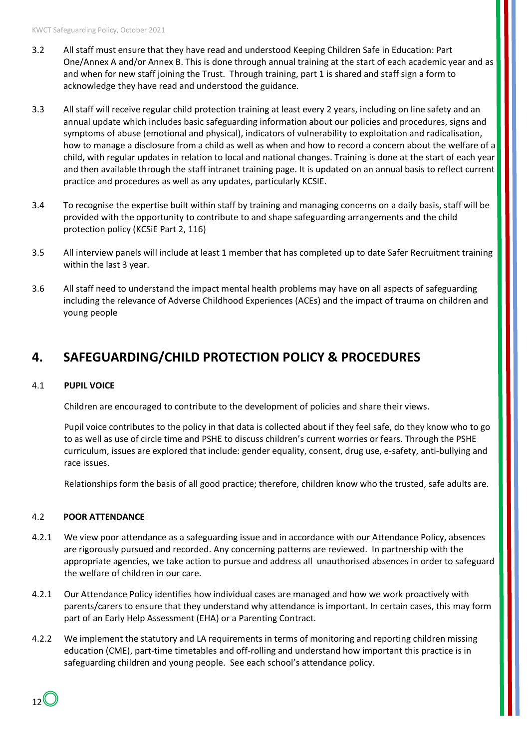3.2 All staff must ensure that they have read and understood Keeping Children Safe in Education: Part One/Annex A and/or Annex B. This is done through annual training at the start of each academic year and as and when for new staff joining the Trust. Through training, part 1 is shared and staff sign a form to acknowledge they have read and understood the guidance.

3.3 All staff will receive regular child protection training at least every 2 years, including on line safety and an annual update which includes basic safeguarding information about our policies and procedures, signs and symptoms of abuse (emotional and physical), indicators of vulnerability to exploitation and radicalisation, how to manage a disclosure from a child as well as when and how to record a concern about the welfare of a child, with regular updates in relation to local and national changes. Training is done at the start of each year and then available through the staff intranet training page. It is updated on an annual basis to reflect current practice and procedures as well as any updates, particularly KCSIE.

3.4 To recognise the expertise built within staff by training and managing concerns on a daily basis, staff will be provided with the opportunity to contribute to and shape safeguarding arrangements and the child protection policy (KCSiE Part 2, 116)

3.5 All interview panels will include at least 1 member that has completed up to date Safer Recruitment training within the last 3 year.

3.6 All staff need to understand the impact mental health problems may have on all aspects of safeguarding including the relevance of Adverse Childhood Experiences (ACEs) and the impact of trauma on children and young people

## 4. SAFEGUARDING/CHILD PROTECTION POLICY & PROCEDURES

### 4.1 PUPIL VOICE

Children are encouraged to contribute to the development of policies and share their views.

Pupil voice contributes to the policy in that data is collected about if they feel safe, do they know who to go to as well as use of circle time and PSHE to discuss children's current worries or fears. Through the PSHE curriculum, issues are explored that include: gender equality, consent, drug use, e-safety, anti-bullying and race issues.

Relationships form the basis of all good practice; therefore, children know who the trusted, safe adults are.

### 4.2 POOR ATTENDANCE

4.2.1 We view poor attendance as a safeguarding issue and in accordance with our Attendance Policy, absences are rigorously pursued and recorded. Any concerning patterns are reviewed. In partnership with the appropriate agencies, we take action to pursue and address all unauthorised absences in order to safeguard the welfare of children in our care.

4.2.1 Our Attendance Policy identifies how individual cases are managed and how we work proactively with parents/carers to ensure that they understand why attendance is important. In certain cases, this may form part of an Early Help Assessment (EHA) or a Parenting Contract.

4.2.2 We implement the statutory and LA requirements in terms of monitoring and reporting children missing education (CME), part-time timetables and off-rolling and understand how important this practice is in safeguarding children and young people. See each school's attendance policy.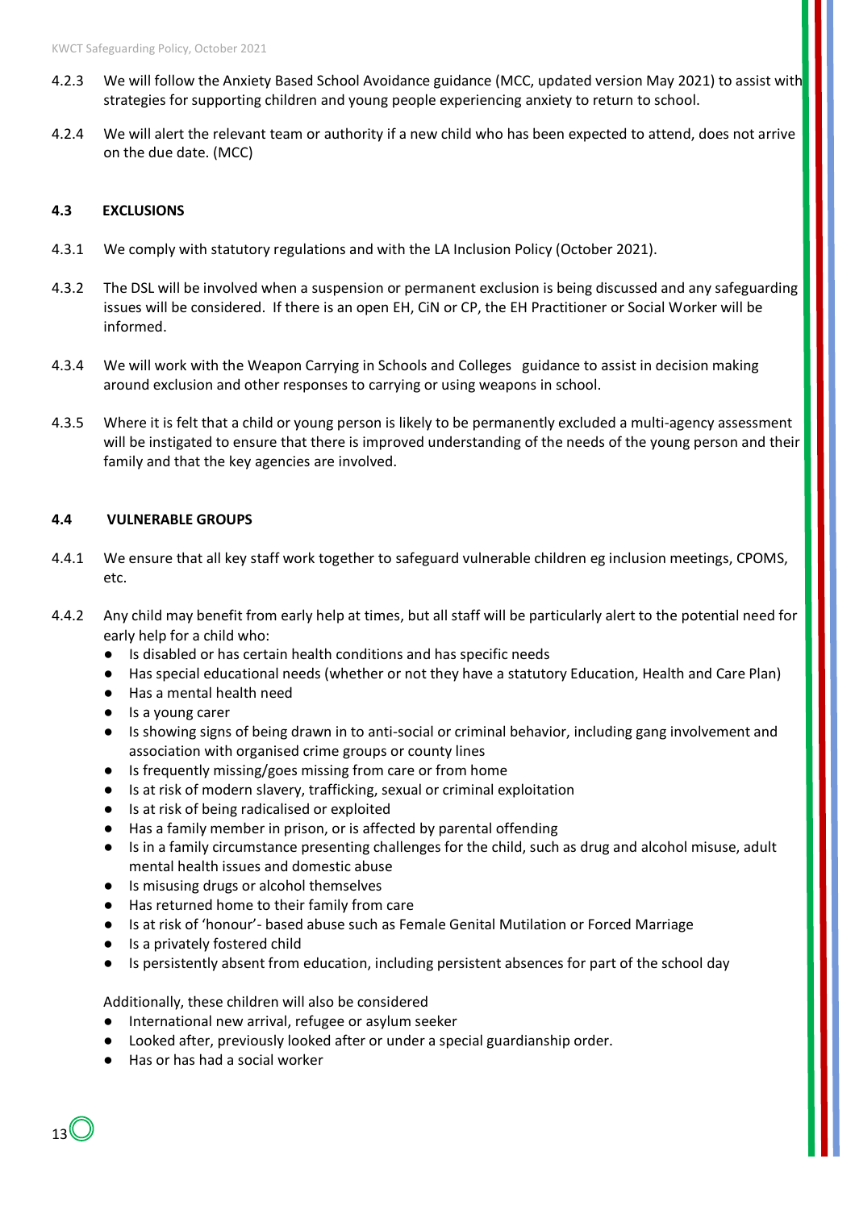4.2.3 We will follow the Anxiety Based School Avoidance guidance (MCC, updated version May 2021) to assist with strategies for supporting children and young people experiencing anxiety to return to school.

4.2.4 We will alert the relevant team or authority if a new child who has been expected to attend, does not arrive on the due date. (MCC)

### 4.3 EXCLUSIONS

4.3.1 We comply with statutory regulations and with the LA Inclusion Policy (October 2021).

4.3.2 The DSL will be involved when a suspension or permanent exclusion is being discussed and any safeguarding issues will be considered. If there is an open EH, CiN or CP, the EH Practitioner or Social Worker will be informed.

4.3.4 We will work with the Weapon Carrying in Schools and Colleges guidance to assist in decision making around exclusion and other responses to carrying or using weapons in school.

4.3.5 Where it is felt that a child or young person is likely to be permanently excluded a multi-agency assessment will be instigated to ensure that there is improved understanding of the needs of the young person and their family and that the key agencies are involved.

### 4.4 VULNERABLE GROUPS

4.4.1 We ensure that all key staff work together to safeguard vulnerable children eg inclusion meetings, CPOMS, etc.

4.4.2 Any child may benefit from early help at times, but all staff will be particularly alert to the potential need for early help for a child who:

- Is disabled or has certain health conditions and has specific needs
- Has special educational needs (whether or not they have a statutory Education, Health and Care Plan)
- Has a mental health need
- Is a young carer
- Is showing signs of being drawn in to anti-social or criminal behavior, including gang involvement and association with organised crime groups or county lines
- Is frequently missing/goes missing from care or from home
- Is at risk of modern slavery, trafficking, sexual or criminal exploitation
- Is at risk of being radicalised or exploited
- Has a family member in prison, or is affected by parental offending
- Is in a family circumstance presenting challenges for the child, such as drug and alcohol misuse, adult mental health issues and domestic abuse
- Is misusing drugs or alcohol themselves
- Has returned home to their family from care
- Is at risk of 'honour'- based abuse such as Female Genital Mutilation or Forced Marriage
- Is a privately fostered child
- Is persistently absent from education, including persistent absences for part of the school day

Additionally, these children will also be considered

- International new arrival, refugee or asylum seeker
- Looked after, previously looked after or under a special guardianship order.
- Has or has had a social worker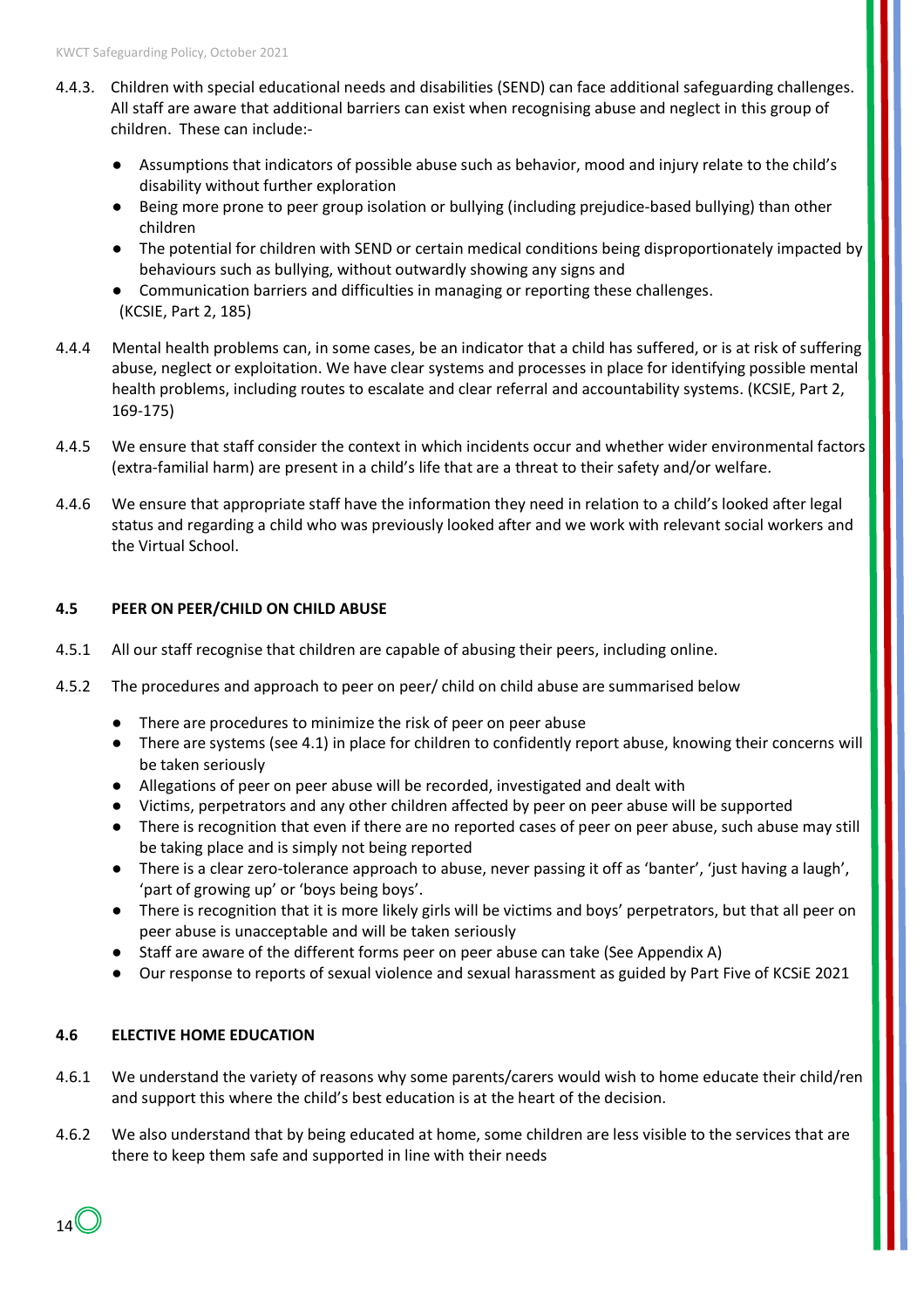4.4.3. Children with special educational needs and disabilities (SEND) can face additional safeguarding challenges. All staff are aware that additional barriers can exist when recognising abuse and neglect in this group of children. These can include:-

- Assumptions that indicators of possible abuse such as behavior, mood and injury relate to the child's disability without further exploration
- Being more prone to peer group isolation or bullying (including prejudice-based bullying) than other children
- The potential for children with SEND or certain medical conditions being disproportionately impacted by behaviours such as bullying, without outwardly showing any signs and
- Communication barriers and difficulties in managing or reporting these challenges.

(KCSIE, Part 2, 185)

4.4.4 Mental health problems can, in some cases, be an indicator that a child has suffered, or is at risk of suffering abuse, neglect or exploitation. We have clear systems and processes in place for identifying possible mental health problems, including routes to escalate and clear referral and accountability systems. (KCSIE, Part 2, 169-175)

4.4.5 We ensure that staff consider the context in which incidents occur and whether wider environmental factors (extra-familial harm) are present in a child's life that are a threat to their safety and/or welfare.

4.4.6 We ensure that appropriate staff have the information they need in relation to a child's looked after legal status and regarding a child who was previously looked after and we work with relevant social workers and the Virtual School.

### 4.5 PEER ON PEER/CHILD ON CHILD ABUSE

4.5.1 All our staff recognise that children are capable of abusing their peers, including online.

4.5.2 The procedures and approach to peer on peer/ child on child abuse are summarised below

- There are procedures to minimize the risk of peer on peer abuse
- There are systems (see 4.1) in place for children to confidently report abuse, knowing their concerns will be taken seriously
- Allegations of peer on peer abuse will be recorded, investigated and dealt with
- Victims, perpetrators and any other children affected by peer on peer abuse will be supported
- There is recognition that even if there are no reported cases of peer on peer abuse, such abuse may still be taking place and is simply not being reported
- There is a clear zero-tolerance approach to abuse, never passing it off as 'banter', 'just having a laugh', 'part of growing up' or 'boys being boys'.
- There is recognition that it is more likely girls will be victims and boys' perpetrators, but that all peer on peer abuse is unacceptable and will be taken seriously
- Staff are aware of the different forms peer on peer abuse can take (See Appendix A)
- Our response to reports of sexual violence and sexual harassment as guided by Part Five of KCSiE 2021

### 4.6 ELECTIVE HOME EDUCATION

4.6.1 We understand the variety of reasons why some parents/carers would wish to home educate their child/ren and support this where the child's best education is at the heart of the decision.

4.6.2 We also understand that by being educated at home, some children are less visible to the services that are there to keep them safe and supported in line with their needs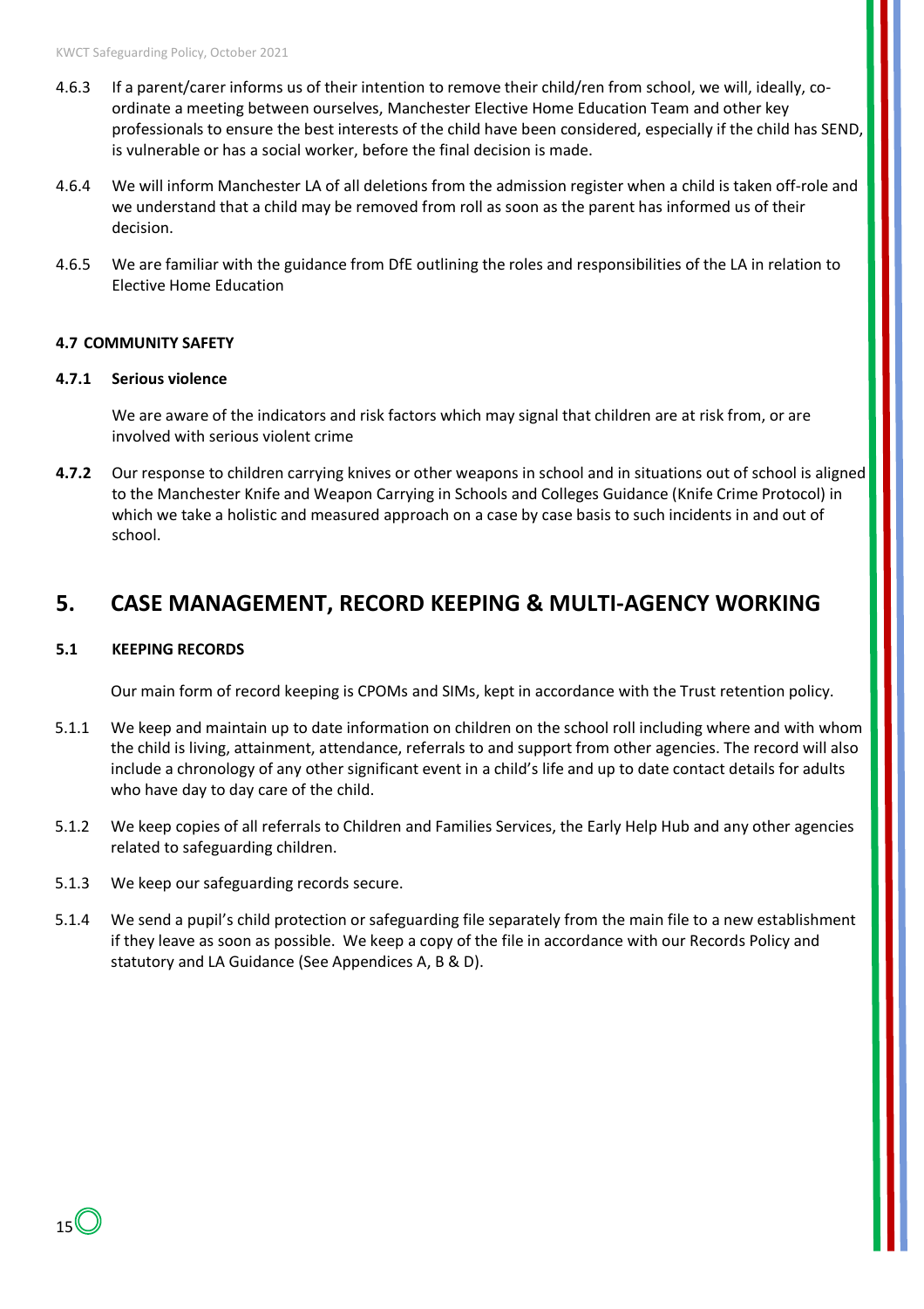4.6.3 If a parent/carer informs us of their intention to remove their child/ren from school, we will, ideally, co-ordinate a meeting between ourselves, Manchester Elective Home Education Team and other key professionals to ensure the best interests of the child have been considered, especially if the child has SEND, is vulnerable or has a social worker, before the final decision is made.

4.6.4 We will inform Manchester LA of all deletions from the admission register when a child is taken off-role and we understand that a child may be removed from roll as soon as the parent has informed us of their decision.

4.6.5 We are familiar with the guidance from DfE outlining the roles and responsibilities of the LA in relation to Elective Home Education

#### 4.7 COMMUNITY SAFETY

**4.7.1 Serious violence**

We are aware of the indicators and risk factors which may signal that children are at risk from, or are involved with serious violent crime

**4.7.2** Our response to children carrying knives or other weapons in school and in situations out of school is aligned to the Manchester Knife and Weapon Carrying in Schools and Colleges Guidance (Knife Crime Protocol) in which we take a holistic and measured approach on a case by case basis to such incidents in and out of school.

## 5. CASE MANAGEMENT, RECORD KEEPING & MULTI-AGENCY WORKING

#### 5.1 KEEPING RECORDS

Our main form of record keeping is CPOMs and SIMs, kept in accordance with the Trust retention policy.

5.1.1 We keep and maintain up to date information on children on the school roll including where and with whom the child is living, attainment, attendance, referrals to and support from other agencies. The record will also include a chronology of any other significant event in a child's life and up to date contact details for adults who have day to day care of the child.

5.1.2 We keep copies of all referrals to Children and Families Services, the Early Help Hub and any other agencies related to safeguarding children.

5.1.3 We keep our safeguarding records secure.

5.1.4 We send a pupil's child protection or safeguarding file separately from the main file to a new establishment if they leave as soon as possible. We keep a copy of the file in accordance with our Records Policy and statutory and LA Guidance (See Appendices A, B & D).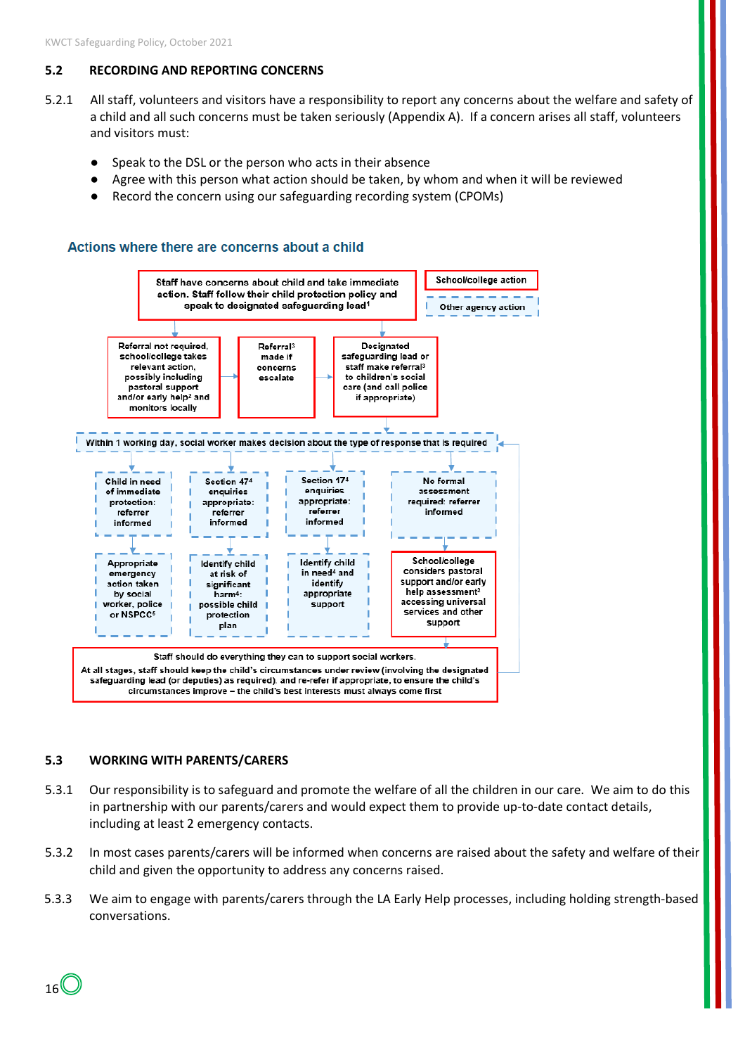### 5.2 RECORDING AND REPORTING CONCERNS

5.2.1 All staff, volunteers and visitors have a responsibility to report any concerns about the welfare and safety of a child and all such concerns must be taken seriously (Appendix A). If a concern arises all staff, volunteers and visitors must:

- Speak to the DSL or the person who acts in their absence
- Agree with this person what action should be taken, by whom and when it will be reviewed
- Record the concern using our safeguarding recording system (CPOMs)

**Actions where there are concerns about a child**

School/college action

Other agency action

Staff have concerns about child and take immediate action. Staff follow their child protection policy and speak to designated safeguarding lead[1]

Referral not required, school/college takes relevant action, possibly including pastoral support and/or early help[2] and monitors locally

Referral[3] made if concerns escalate

Designated safeguarding lead or staff make referral[3] to children's social care (and call police if appropriate)

Within 1 working day, social worker makes decision about the type of response that is required

Child in need of immediate protection: referrer informed

Section 47[4] enquiries appropriate: referrer informed

Section 17[4] enquiries appropriate: referrer informed

No formal assessment required: referrer informed

Appropriate emergency action taken by social worker, police or NSPCC[5]

Identify child at risk of significant harm[4]: possible child protection plan

Identify child in need[4] and identify appropriate support

School/college considers pastoral support and/or early help assessment[2] accessing universal services and other support

Staff should do everything they can to support social workers.

At all stages, staff should keep the child's circumstances under review (involving the designated safeguarding lead (or deputies) as required), and re-refer if appropriate, to ensure the child's circumstances improve – the child's best interests must always come first

### 5.3 WORKING WITH PARENTS/CARERS

5.3.1 Our responsibility is to safeguard and promote the welfare of all the children in our care. We aim to do this in partnership with our parents/carers and would expect them to provide up-to-date contact details, including at least 2 emergency contacts.

5.3.2 In most cases parents/carers will be informed when concerns are raised about the safety and welfare of their child and given the opportunity to address any concerns raised.

5.3.3 We aim to engage with parents/carers through the LA Early Help processes, including holding strength-based conversations.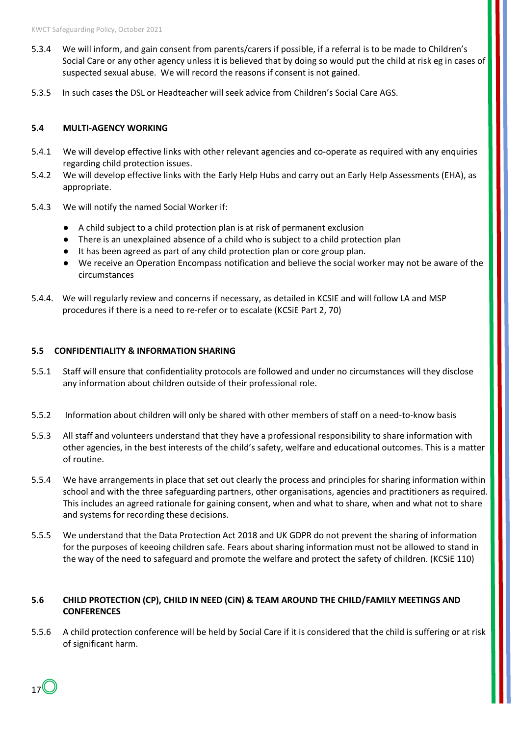5.3.4 We will inform, and gain consent from parents/carers if possible, if a referral is to be made to Children's Social Care or any other agency unless it is believed that by doing so would put the child at risk eg in cases of suspected sexual abuse. We will record the reasons if consent is not gained.

5.3.5 In such cases the DSL or Headteacher will seek advice from Children's Social Care AGS.

### 5.4 MULTI-AGENCY WORKING

5.4.1 We will develop effective links with other relevant agencies and co-operate as required with any enquiries regarding child protection issues.

5.4.2 We will develop effective links with the Early Help Hubs and carry out an Early Help Assessments (EHA), as appropriate.

5.4.3 We will notify the named Social Worker if:

- A child subject to a child protection plan is at risk of permanent exclusion
- There is an unexplained absence of a child who is subject to a child protection plan
- It has been agreed as part of any child protection plan or core group plan.
- We receive an Operation Encompass notification and believe the social worker may not be aware of the circumstances

5.4.4. We will regularly review and concerns if necessary, as detailed in KCSIE and will follow LA and MSP procedures if there is a need to re-refer or to escalate (KCSiE Part 2, 70)

### 5.5 CONFIDENTIALITY & INFORMATION SHARING

5.5.1 Staff will ensure that confidentiality protocols are followed and under no circumstances will they disclose any information about children outside of their professional role.

5.5.2 Information about children will only be shared with other members of staff on a need-to-know basis

5.5.3 All staff and volunteers understand that they have a professional responsibility to share information with other agencies, in the best interests of the child's safety, welfare and educational outcomes. This is a matter of routine.

5.5.4 We have arrangements in place that set out clearly the process and principles for sharing information within school and with the three safeguarding partners, other organisations, agencies and practitioners as required. This includes an agreed rationale for gaining consent, when and what to share, when and what not to share and systems for recording these decisions.

5.5.5 We understand that the Data Protection Act 2018 and UK GDPR do not prevent the sharing of information for the purposes of keeoing children safe. Fears about sharing information must not be allowed to stand in the way of the need to safeguard and promote the welfare and protect the safety of children. (KCSiE 110)

### 5.6 CHILD PROTECTION (CP), CHILD IN NEED (CiN) & TEAM AROUND THE CHILD/FAMILY MEETINGS AND CONFERENCES

5.5.6 A child protection conference will be held by Social Care if it is considered that the child is suffering or at risk of significant harm.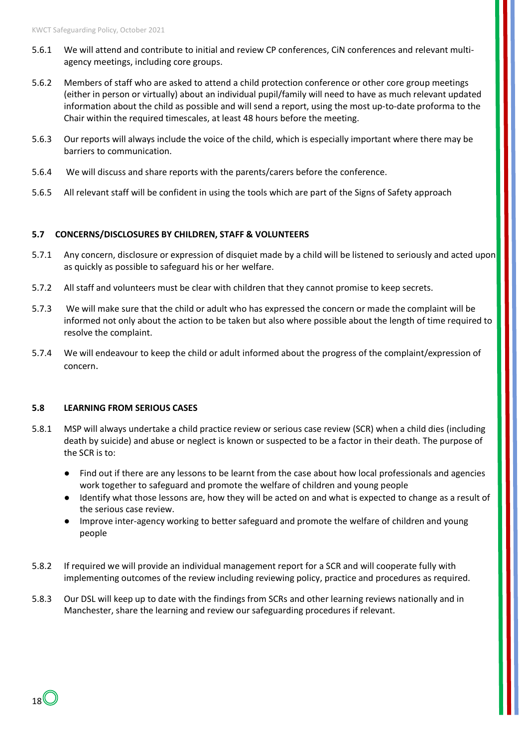5.6.1 We will attend and contribute to initial and review CP conferences, CiN conferences and relevant multi-agency meetings, including core groups.

5.6.2 Members of staff who are asked to attend a child protection conference or other core group meetings (either in person or virtually) about an individual pupil/family will need to have as much relevant updated information about the child as possible and will send a report, using the most up-to-date proforma to the Chair within the required timescales, at least 48 hours before the meeting.

5.6.3 Our reports will always include the voice of the child, which is especially important where there may be barriers to communication.

5.6.4 We will discuss and share reports with the parents/carers before the conference.

5.6.5 All relevant staff will be confident in using the tools which are part of the Signs of Safety approach

### 5.7 CONCERNS/DISCLOSURES BY CHILDREN, STAFF & VOLUNTEERS

5.7.1 Any concern, disclosure or expression of disquiet made by a child will be listened to seriously and acted upon as quickly as possible to safeguard his or her welfare.

5.7.2 All staff and volunteers must be clear with children that they cannot promise to keep secrets.

5.7.3 We will make sure that the child or adult who has expressed the concern or made the complaint will be informed not only about the action to be taken but also where possible about the length of time required to resolve the complaint.

5.7.4 We will endeavour to keep the child or adult informed about the progress of the complaint/expression of concern.

### 5.8 LEARNING FROM SERIOUS CASES

5.8.1 MSP will always undertake a child practice review or serious case review (SCR) when a child dies (including death by suicide) and abuse or neglect is known or suspected to be a factor in their death. The purpose of the SCR is to:

- Find out if there are any lessons to be learnt from the case about how local professionals and agencies work together to safeguard and promote the welfare of children and young people
- Identify what those lessons are, how they will be acted on and what is expected to change as a result of the serious case review.
- Improve inter-agency working to better safeguard and promote the welfare of children and young people

5.8.2 If required we will provide an individual management report for a SCR and will cooperate fully with implementing outcomes of the review including reviewing policy, practice and procedures as required.

5.8.3 Our DSL will keep up to date with the findings from SCRs and other learning reviews nationally and in Manchester, share the learning and review our safeguarding procedures if relevant.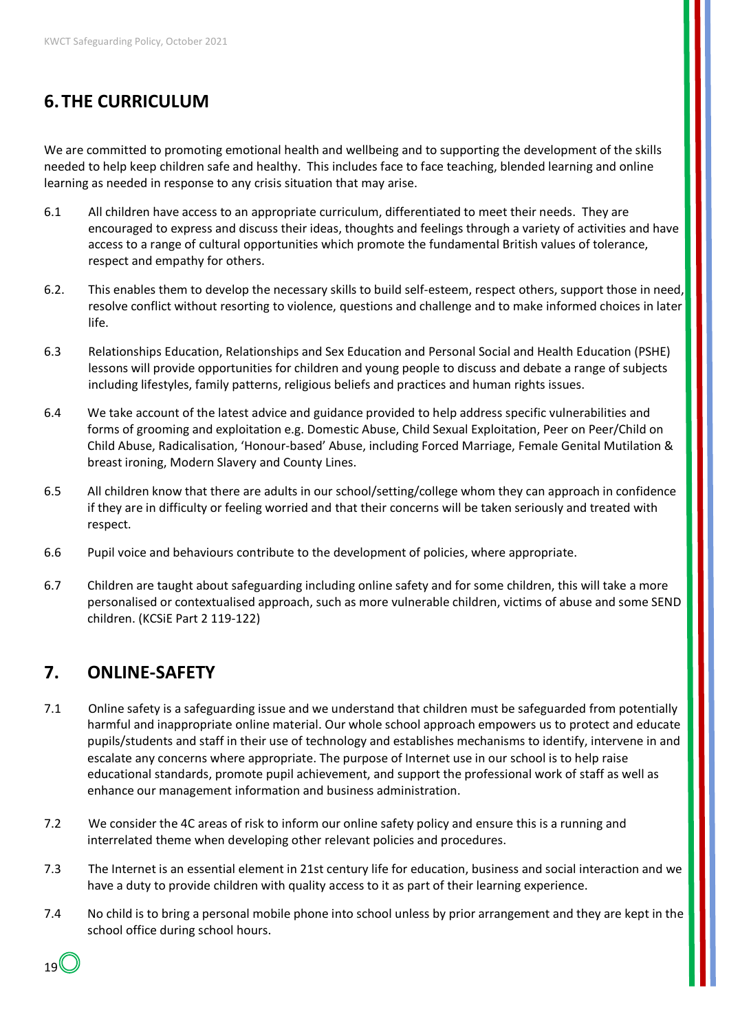## 6. THE CURRICULUM

We are committed to promoting emotional health and wellbeing and to supporting the development of the skills needed to help keep children safe and healthy. This includes face to face teaching, blended learning and online learning as needed in response to any crisis situation that may arise.

6.1 All children have access to an appropriate curriculum, differentiated to meet their needs. They are encouraged to express and discuss their ideas, thoughts and feelings through a variety of activities and have access to a range of cultural opportunities which promote the fundamental British values of tolerance, respect and empathy for others.

6.2. This enables them to develop the necessary skills to build self-esteem, respect others, support those in need, resolve conflict without resorting to violence, questions and challenge and to make informed choices in later life.

6.3 Relationships Education, Relationships and Sex Education and Personal Social and Health Education (PSHE) lessons will provide opportunities for children and young people to discuss and debate a range of subjects including lifestyles, family patterns, religious beliefs and practices and human rights issues.

6.4 We take account of the latest advice and guidance provided to help address specific vulnerabilities and forms of grooming and exploitation e.g. Domestic Abuse, Child Sexual Exploitation, Peer on Peer/Child on Child Abuse, Radicalisation, 'Honour-based' Abuse, including Forced Marriage, Female Genital Mutilation & breast ironing, Modern Slavery and County Lines.

6.5 All children know that there are adults in our school/setting/college whom they can approach in confidence if they are in difficulty or feeling worried and that their concerns will be taken seriously and treated with respect.

6.6 Pupil voice and behaviours contribute to the development of policies, where appropriate.

6.7 Children are taught about safeguarding including online safety and for some children, this will take a more personalised or contextualised approach, such as more vulnerable children, victims of abuse and some SEND children. (KCSiE Part 2 119-122)

## 7. ONLINE-SAFETY

7.1 Online safety is a safeguarding issue and we understand that children must be safeguarded from potentially harmful and inappropriate online material. Our whole school approach empowers us to protect and educate pupils/students and staff in their use of technology and establishes mechanisms to identify, intervene in and escalate any concerns where appropriate. The purpose of Internet use in our school is to help raise educational standards, promote pupil achievement, and support the professional work of staff as well as enhance our management information and business administration.

7.2 We consider the 4C areas of risk to inform our online safety policy and ensure this is a running and interrelated theme when developing other relevant policies and procedures.

7.3 The Internet is an essential element in 21st century life for education, business and social interaction and we have a duty to provide children with quality access to it as part of their learning experience.

7.4 No child is to bring a personal mobile phone into school unless by prior arrangement and they are kept in the school office during school hours.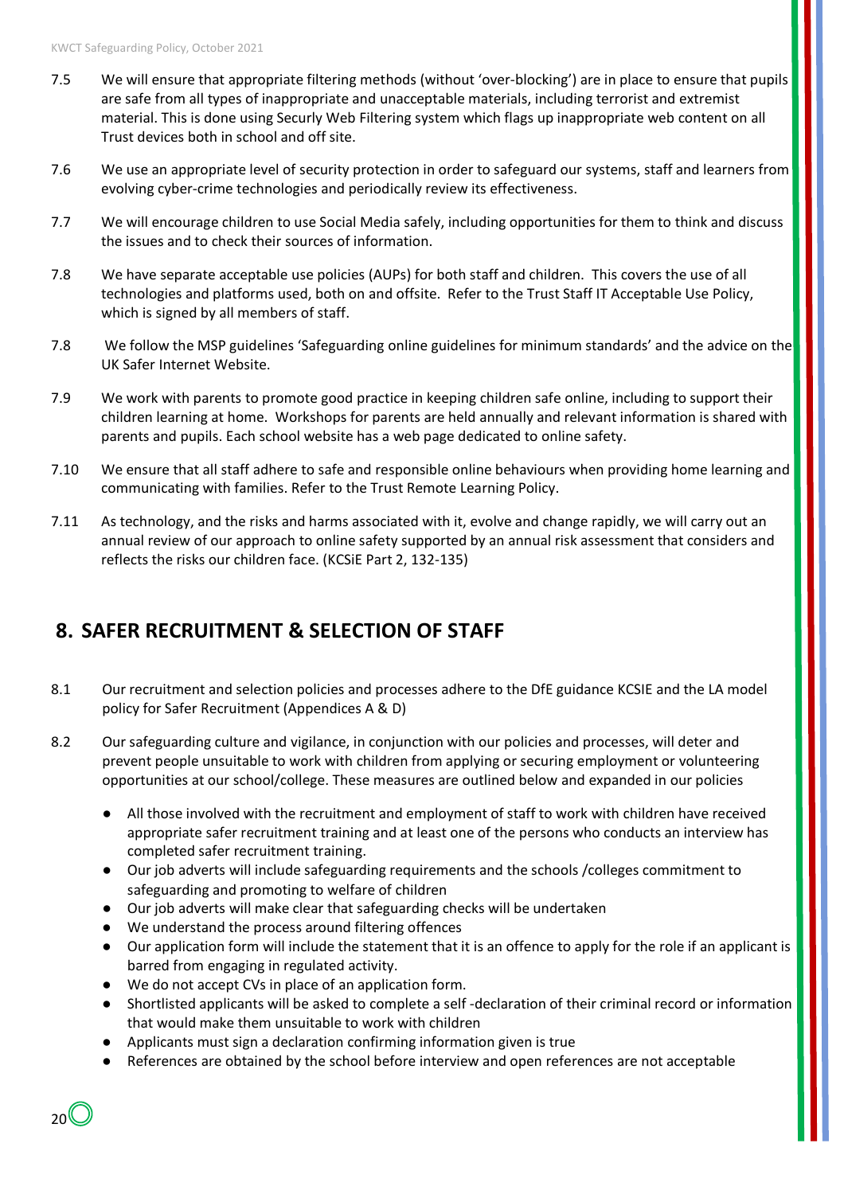7.5 We will ensure that appropriate filtering methods (without 'over-blocking') are in place to ensure that pupils are safe from all types of inappropriate and unacceptable materials, including terrorist and extremist material. This is done using Securly Web Filtering system which flags up inappropriate web content on all Trust devices both in school and off site.

7.6 We use an appropriate level of security protection in order to safeguard our systems, staff and learners from evolving cyber-crime technologies and periodically review its effectiveness.

7.7 We will encourage children to use Social Media safely, including opportunities for them to think and discuss the issues and to check their sources of information.

7.8 We have separate acceptable use policies (AUPs) for both staff and children. This covers the use of all technologies and platforms used, both on and offsite. Refer to the Trust Staff IT Acceptable Use Policy, which is signed by all members of staff.

7.8 We follow the MSP guidelines 'Safeguarding online guidelines for minimum standards' and the advice on the UK Safer Internet Website.

7.9 We work with parents to promote good practice in keeping children safe online, including to support their children learning at home. Workshops for parents are held annually and relevant information is shared with parents and pupils. Each school website has a web page dedicated to online safety.

7.10 We ensure that all staff adhere to safe and responsible online behaviours when providing home learning and communicating with families. Refer to the Trust Remote Learning Policy.

7.11 As technology, and the risks and harms associated with it, evolve and change rapidly, we will carry out an annual review of our approach to online safety supported by an annual risk assessment that considers and reflects the risks our children face. (KCSiE Part 2, 132-135)

## 8. SAFER RECRUITMENT & SELECTION OF STAFF

8.1 Our recruitment and selection policies and processes adhere to the DfE guidance KCSIE and the LA model policy for Safer Recruitment (Appendices A & D)

8.2 Our safeguarding culture and vigilance, in conjunction with our policies and processes, will deter and prevent people unsuitable to work with children from applying or securing employment or volunteering opportunities at our school/college. These measures are outlined below and expanded in our policies

- All those involved with the recruitment and employment of staff to work with children have received appropriate safer recruitment training and at least one of the persons who conducts an interview has completed safer recruitment training.
- Our job adverts will include safeguarding requirements and the schools /colleges commitment to safeguarding and promoting to welfare of children
- Our job adverts will make clear that safeguarding checks will be undertaken
- We understand the process around filtering offences
- Our application form will include the statement that it is an offence to apply for the role if an applicant is barred from engaging in regulated activity.
- We do not accept CVs in place of an application form.
- Shortlisted applicants will be asked to complete a self -declaration of their criminal record or information that would make them unsuitable to work with children
- Applicants must sign a declaration confirming information given is true
- References are obtained by the school before interview and open references are not acceptable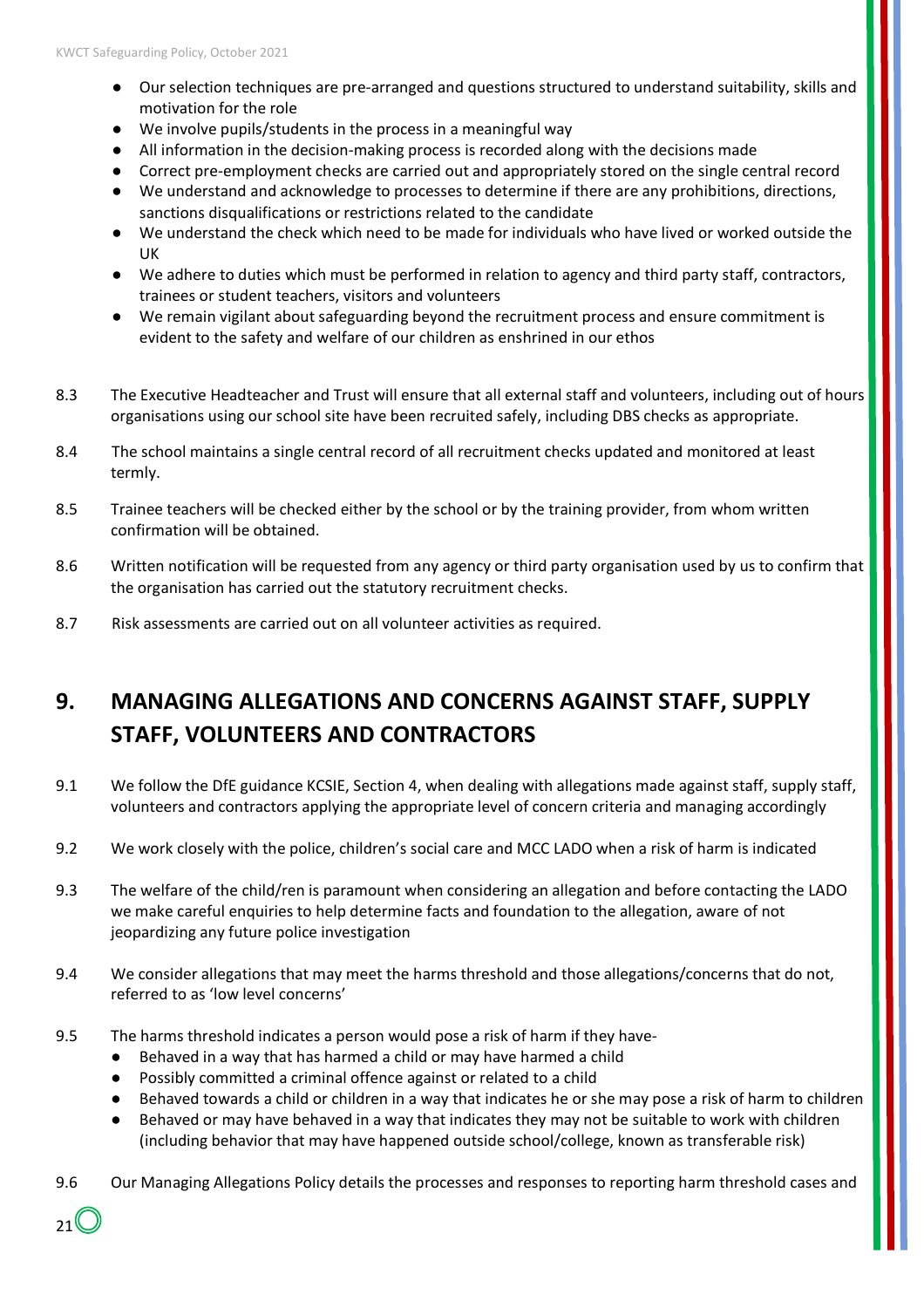- Our selection techniques are pre-arranged and questions structured to understand suitability, skills and motivation for the role
- We involve pupils/students in the process in a meaningful way
- All information in the decision-making process is recorded along with the decisions made
- Correct pre-employment checks are carried out and appropriately stored on the single central record
- We understand and acknowledge to processes to determine if there are any prohibitions, directions, sanctions disqualifications or restrictions related to the candidate
- We understand the check which need to be made for individuals who have lived or worked outside the UK
- We adhere to duties which must be performed in relation to agency and third party staff, contractors, trainees or student teachers, visitors and volunteers
- We remain vigilant about safeguarding beyond the recruitment process and ensure commitment is evident to the safety and welfare of our children as enshrined in our ethos

8.3 The Executive Headteacher and Trust will ensure that all external staff and volunteers, including out of hours organisations using our school site have been recruited safely, including DBS checks as appropriate.

8.4 The school maintains a single central record of all recruitment checks updated and monitored at least termly.

8.5 Trainee teachers will be checked either by the school or by the training provider, from whom written confirmation will be obtained.

8.6 Written notification will be requested from any agency or third party organisation used by us to confirm that the organisation has carried out the statutory recruitment checks.

8.7 Risk assessments are carried out on all volunteer activities as required.

## 9. MANAGING ALLEGATIONS AND CONCERNS AGAINST STAFF, SUPPLY STAFF, VOLUNTEERS AND CONTRACTORS

9.1 We follow the DfE guidance KCSIE, Section 4, when dealing with allegations made against staff, supply staff, volunteers and contractors applying the appropriate level of concern criteria and managing accordingly

9.2 We work closely with the police, children's social care and MCC LADO when a risk of harm is indicated

9.3 The welfare of the child/ren is paramount when considering an allegation and before contacting the LADO we make careful enquiries to help determine facts and foundation to the allegation, aware of not jeopardizing any future police investigation

9.4 We consider allegations that may meet the harms threshold and those allegations/concerns that do not, referred to as 'low level concerns'

9.5 The harms threshold indicates a person would pose a risk of harm if they have-

- Behaved in a way that has harmed a child or may have harmed a child
- Possibly committed a criminal offence against or related to a child
- Behaved towards a child or children in a way that indicates he or she may pose a risk of harm to children
- Behaved or may have behaved in a way that indicates they may not be suitable to work with children (including behavior that may have happened outside school/college, known as transferable risk)

9.6 Our Managing Allegations Policy details the processes and responses to reporting harm threshold cases and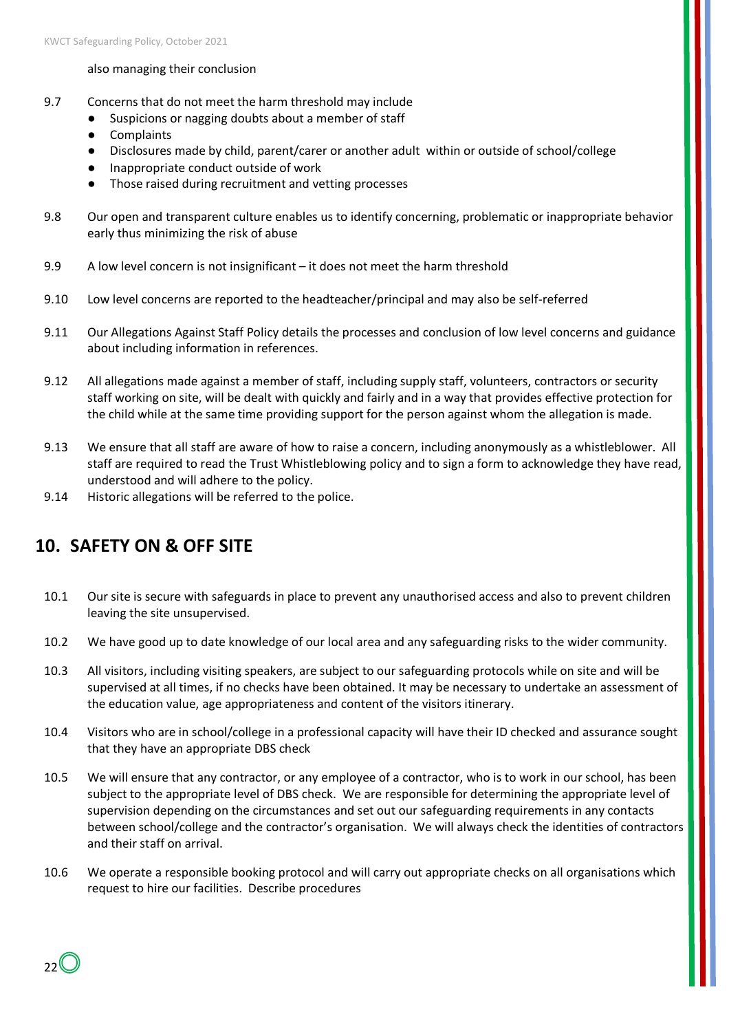also managing their conclusion

9.7 Concerns that do not meet the harm threshold may include

- Suspicions or nagging doubts about a member of staff
- Complaints
- Disclosures made by child, parent/carer or another adult within or outside of school/college
- Inappropriate conduct outside of work
- Those raised during recruitment and vetting processes

9.8 Our open and transparent culture enables us to identify concerning, problematic or inappropriate behavior early thus minimizing the risk of abuse

9.9 A low level concern is not insignificant – it does not meet the harm threshold

9.10 Low level concerns are reported to the headteacher/principal and may also be self-referred

9.11 Our Allegations Against Staff Policy details the processes and conclusion of low level concerns and guidance about including information in references.

9.12 All allegations made against a member of staff, including supply staff, volunteers, contractors or security staff working on site, will be dealt with quickly and fairly and in a way that provides effective protection for the child while at the same time providing support for the person against whom the allegation is made.

9.13 We ensure that all staff are aware of how to raise a concern, including anonymously as a whistleblower. All staff are required to read the Trust Whistleblowing policy and to sign a form to acknowledge they have read, understood and will adhere to the policy.

9.14 Historic allegations will be referred to the police.

## 10. SAFETY ON & OFF SITE

10.1 Our site is secure with safeguards in place to prevent any unauthorised access and also to prevent children leaving the site unsupervised.

10.2 We have good up to date knowledge of our local area and any safeguarding risks to the wider community.

10.3 All visitors, including visiting speakers, are subject to our safeguarding protocols while on site and will be supervised at all times, if no checks have been obtained. It may be necessary to undertake an assessment of the education value, age appropriateness and content of the visitors itinerary.

10.4 Visitors who are in school/college in a professional capacity will have their ID checked and assurance sought that they have an appropriate DBS check

10.5 We will ensure that any contractor, or any employee of a contractor, who is to work in our school, has been subject to the appropriate level of DBS check. We are responsible for determining the appropriate level of supervision depending on the circumstances and set out our safeguarding requirements in any contacts between school/college and the contractor's organisation. We will always check the identities of contractors and their staff on arrival.

10.6 We operate a responsible booking protocol and will carry out appropriate checks on all organisations which request to hire our facilities. Describe procedures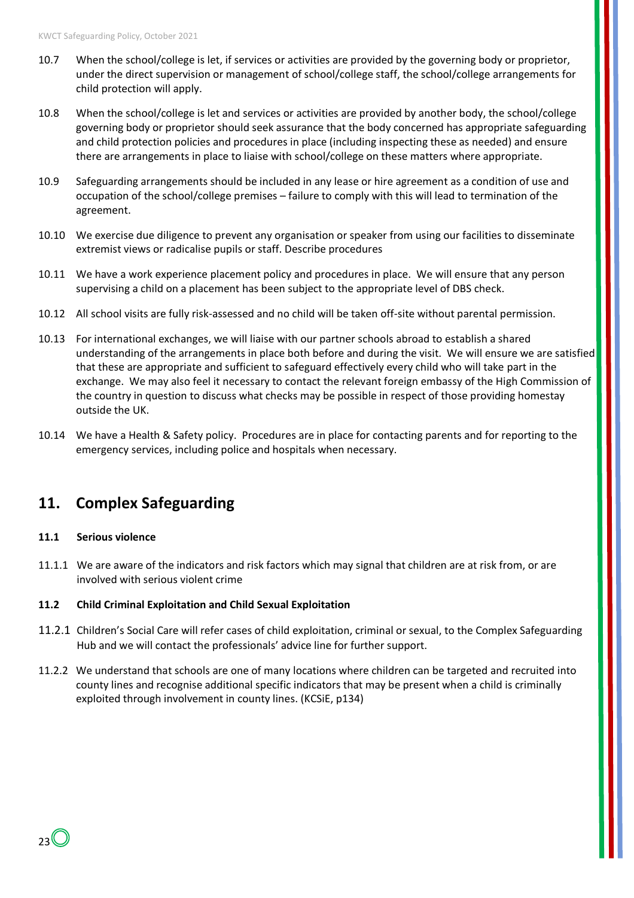10.7 When the school/college is let, if services or activities are provided by the governing body or proprietor, under the direct supervision or management of school/college staff, the school/college arrangements for child protection will apply.

10.8 When the school/college is let and services or activities are provided by another body, the school/college governing body or proprietor should seek assurance that the body concerned has appropriate safeguarding and child protection policies and procedures in place (including inspecting these as needed) and ensure there are arrangements in place to liaise with school/college on these matters where appropriate.

10.9 Safeguarding arrangements should be included in any lease or hire agreement as a condition of use and occupation of the school/college premises – failure to comply with this will lead to termination of the agreement.

10.10 We exercise due diligence to prevent any organisation or speaker from using our facilities to disseminate extremist views or radicalise pupils or staff. Describe procedures

10.11 We have a work experience placement policy and procedures in place. We will ensure that any person supervising a child on a placement has been subject to the appropriate level of DBS check.

10.12 All school visits are fully risk-assessed and no child will be taken off-site without parental permission.

10.13 For international exchanges, we will liaise with our partner schools abroad to establish a shared understanding of the arrangements in place both before and during the visit. We will ensure we are satisfied that these are appropriate and sufficient to safeguard effectively every child who will take part in the exchange. We may also feel it necessary to contact the relevant foreign embassy of the High Commission of the country in question to discuss what checks may be possible in respect of those providing homestay outside the UK.

10.14 We have a Health & Safety policy. Procedures are in place for contacting parents and for reporting to the emergency services, including police and hospitals when necessary.

## 11. Complex Safeguarding

### 11.1 Serious violence

11.1.1 We are aware of the indicators and risk factors which may signal that children are at risk from, or are involved with serious violent crime

### 11.2 Child Criminal Exploitation and Child Sexual Exploitation

11.2.1 Children's Social Care will refer cases of child exploitation, criminal or sexual, to the Complex Safeguarding Hub and we will contact the professionals' advice line for further support.

11.2.2 We understand that schools are one of many locations where children can be targeted and recruited into county lines and recognise additional specific indicators that may be present when a child is criminally exploited through involvement in county lines. (KCSiE, p134)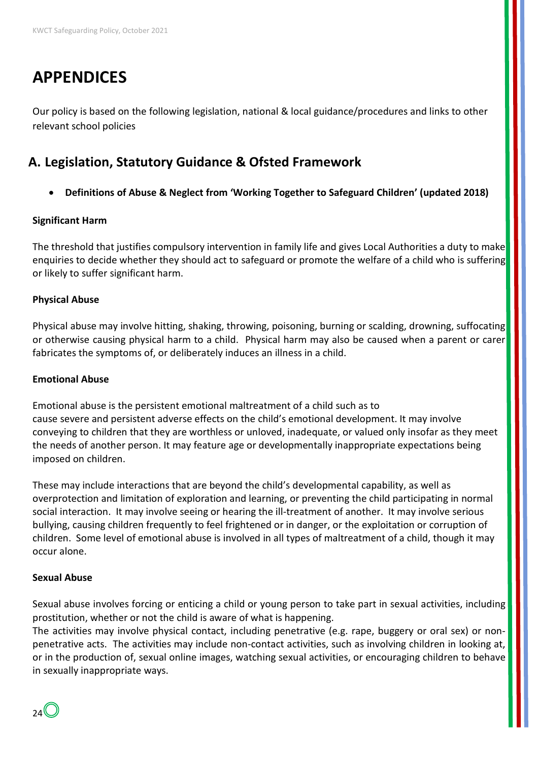# APPENDICES

Our policy is based on the following legislation, national & local guidance/procedures and links to other relevant school policies

## A. Legislation, Statutory Guidance & Ofsted Framework

- **Definitions of Abuse & Neglect from 'Working Together to Safeguard Children' (updated 2018)**

**Significant Harm**

The threshold that justifies compulsory intervention in family life and gives Local Authorities a duty to make enquiries to decide whether they should act to safeguard or promote the welfare of a child who is suffering or likely to suffer significant harm.

**Physical Abuse**

Physical abuse may involve hitting, shaking, throwing, poisoning, burning or scalding, drowning, suffocating or otherwise causing physical harm to a child. Physical harm may also be caused when a parent or carer fabricates the symptoms of, or deliberately induces an illness in a child.

**Emotional Abuse**

Emotional abuse is the persistent emotional maltreatment of a child such as to cause severe and persistent adverse effects on the child's emotional development. It may involve conveying to children that they are worthless or unloved, inadequate, or valued only insofar as they meet the needs of another person. It may feature age or developmentally inappropriate expectations being imposed on children.

These may include interactions that are beyond the child's developmental capability, as well as overprotection and limitation of exploration and learning, or preventing the child participating in normal social interaction. It may involve seeing or hearing the ill-treatment of another. It may involve serious bullying, causing children frequently to feel frightened or in danger, or the exploitation or corruption of children. Some level of emotional abuse is involved in all types of maltreatment of a child, though it may occur alone.

**Sexual Abuse**

Sexual abuse involves forcing or enticing a child or young person to take part in sexual activities, including prostitution, whether or not the child is aware of what is happening.
The activities may involve physical contact, including penetrative (e.g. rape, buggery or oral sex) or non-penetrative acts. The activities may include non-contact activities, such as involving children in looking at, or in the production of, sexual online images, watching sexual activities, or encouraging children to behave in sexually inappropriate ways.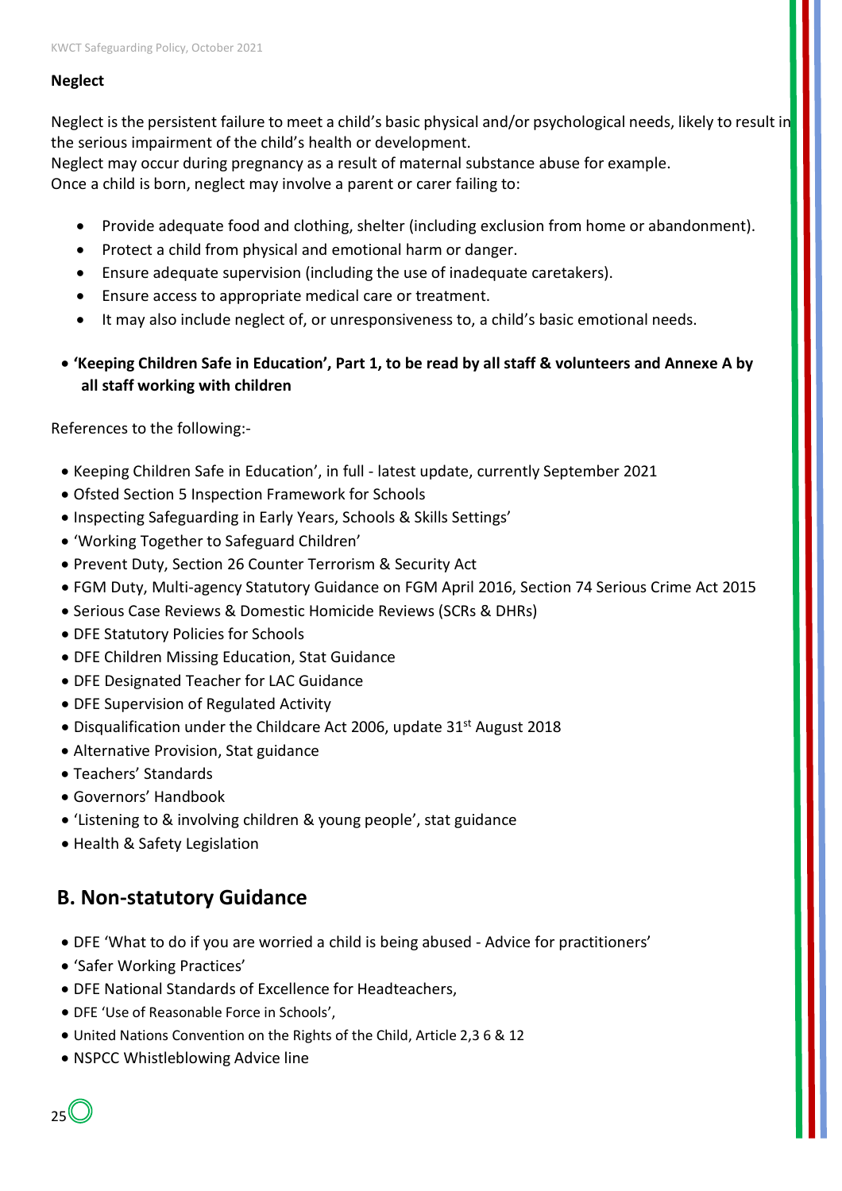**Neglect**

Neglect is the persistent failure to meet a child's basic physical and/or psychological needs, likely to result in the serious impairment of the child's health or development.
Neglect may occur during pregnancy as a result of maternal substance abuse for example.
Once a child is born, neglect may involve a parent or carer failing to:

- Provide adequate food and clothing, shelter (including exclusion from home or abandonment).
- Protect a child from physical and emotional harm or danger.
- Ensure adequate supervision (including the use of inadequate caretakers).
- Ensure access to appropriate medical care or treatment.
- It may also include neglect of, or unresponsiveness to, a child's basic emotional needs.

- **'Keeping Children Safe in Education', Part 1, to be read by all staff & volunteers and Annexe A by all staff working with children**

References to the following:-

- Keeping Children Safe in Education', in full - latest update, currently September 2021
- Ofsted Section 5 Inspection Framework for Schools
- Inspecting Safeguarding in Early Years, Schools & Skills Settings'
- 'Working Together to Safeguard Children'
- Prevent Duty, Section 26 Counter Terrorism & Security Act
- FGM Duty, Multi-agency Statutory Guidance on FGM April 2016, Section 74 Serious Crime Act 2015
- Serious Case Reviews & Domestic Homicide Reviews (SCRs & DHRs)
- DFE Statutory Policies for Schools
- DFE Children Missing Education, Stat Guidance
- DFE Designated Teacher for LAC Guidance
- DFE Supervision of Regulated Activity
- Disqualification under the Childcare Act 2006, update 31st August 2018
- Alternative Provision, Stat guidance
- Teachers' Standards
- Governors' Handbook
- 'Listening to & involving children & young people', stat guidance
- Health & Safety Legislation

## B. Non-statutory Guidance

- DFE 'What to do if you are worried a child is being abused - Advice for practitioners'
- 'Safer Working Practices'
- DFE National Standards of Excellence for Headteachers,
- DFE 'Use of Reasonable Force in Schools',
- United Nations Convention on the Rights of the Child, Article 2,3 6 & 12
- NSPCC Whistleblowing Advice line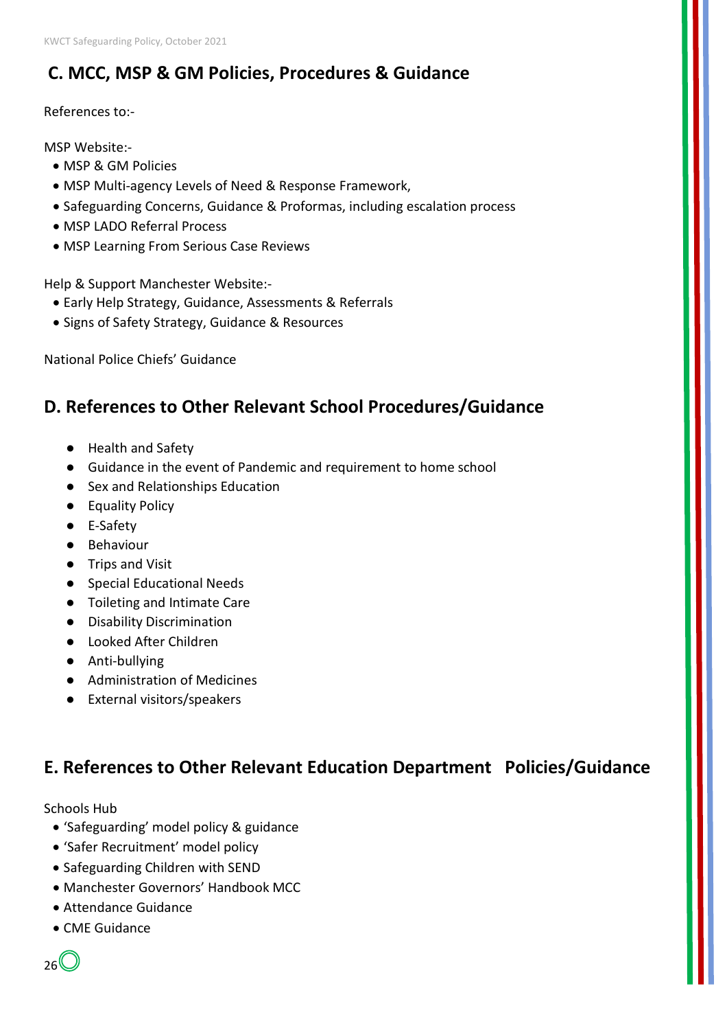## C. MCC, MSP & GM Policies, Procedures & Guidance

References to:-

MSP Website:-

- MSP & GM Policies
- MSP Multi-agency Levels of Need & Response Framework,
- Safeguarding Concerns, Guidance & Proformas, including escalation process
- MSP LADO Referral Process
- MSP Learning From Serious Case Reviews

Help & Support Manchester Website:-

- Early Help Strategy, Guidance, Assessments & Referrals
- Signs of Safety Strategy, Guidance & Resources

National Police Chiefs' Guidance

## D. References to Other Relevant School Procedures/Guidance

- Health and Safety
- Guidance in the event of Pandemic and requirement to home school
- Sex and Relationships Education
- Equality Policy
- E-Safety
- Behaviour
- Trips and Visit
- Special Educational Needs
- Toileting and Intimate Care
- Disability Discrimination
- Looked After Children
- Anti-bullying
- Administration of Medicines
- External visitors/speakers

## E. References to Other Relevant Education Department Policies/Guidance

Schools Hub

- 'Safeguarding' model policy & guidance
- 'Safer Recruitment' model policy
- Safeguarding Children with SEND
- Manchester Governors' Handbook MCC
- Attendance Guidance
- CME Guidance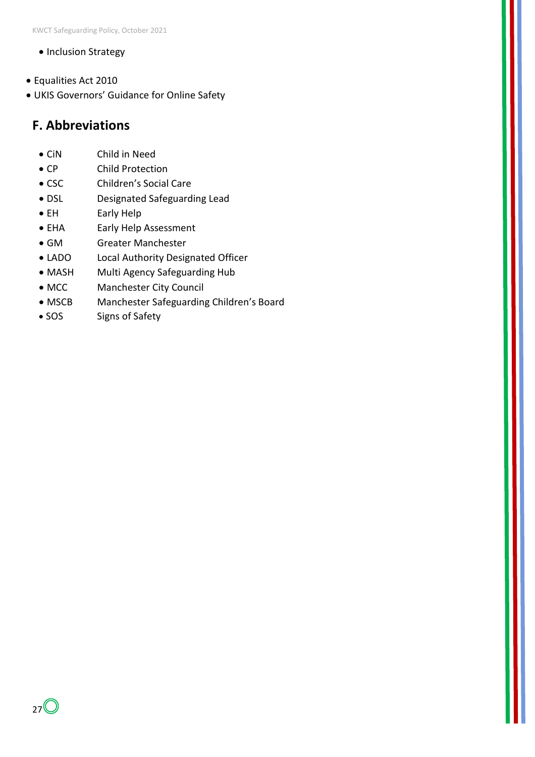- Inclusion Strategy

- Equalities Act 2010
- UKIS Governors' Guidance for Online Safety

## F. Abbreviations

| | |
|---|---|
| CiN | Child in Need |
| CP | Child Protection |
| CSC | Children's Social Care |
| DSL | Designated Safeguarding Lead |
| EH | Early Help |
| EHA | Early Help Assessment |
| GM | Greater Manchester |
| LADO | Local Authority Designated Officer |
| MASH | Multi Agency Safeguarding Hub |
| MCC | Manchester City Council |
| MSCB | Manchester Safeguarding Children's Board |
| SOS | Signs of Safety |